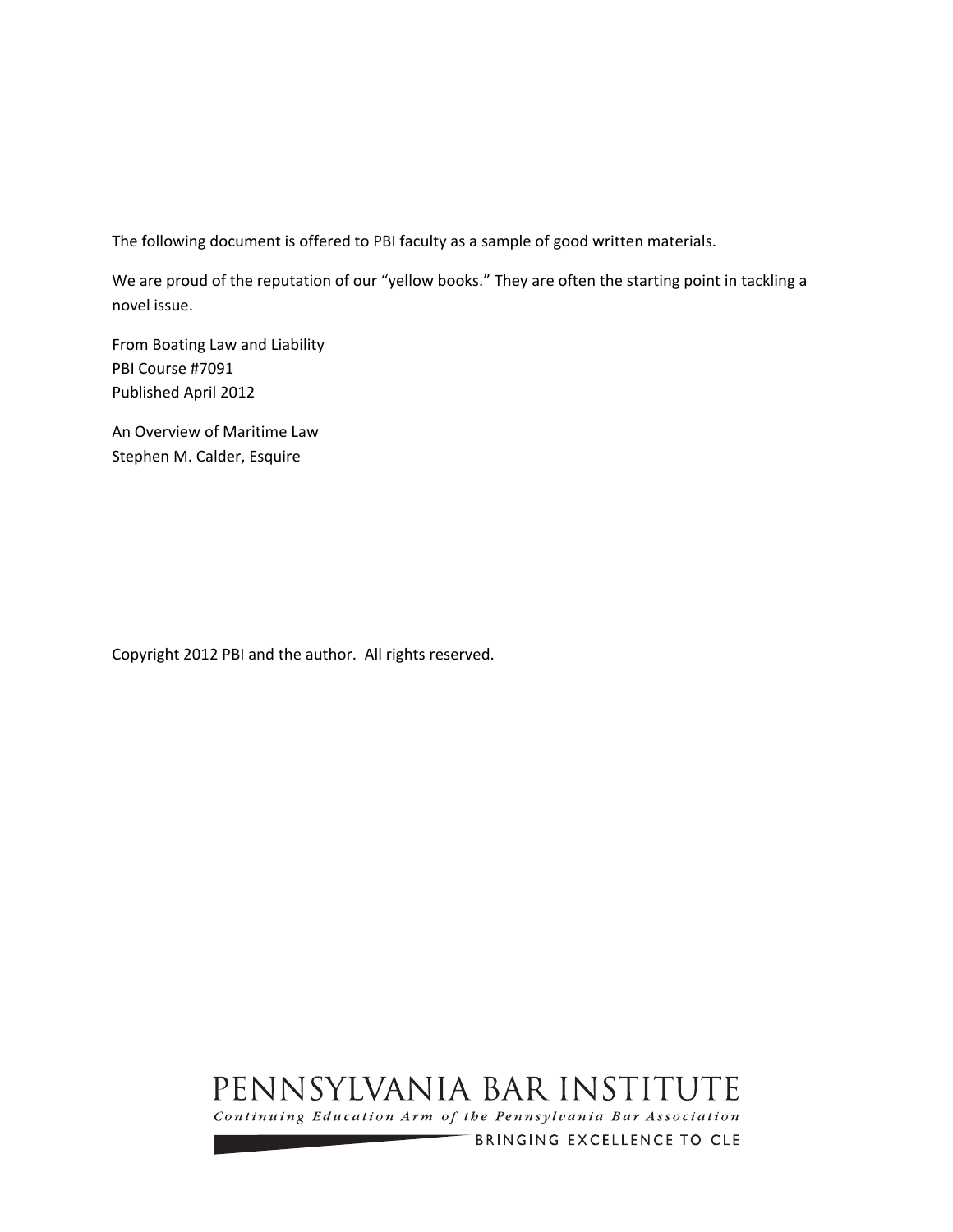The following document is offered to PBI faculty as a sample of good written materials.

We are proud of the reputation of our "yellow books." They are often the starting point in tackling a novel issue.

From Boating Law and Liability
PBI Course #7091
Published April 2012

An Overview of Maritime Law
Stephen M. Calder, Esquire

Copyright 2012 PBI and the author. All rights reserved.

PENNSYLVANIA BAR INSTITUTE
*Continuing Education Arm of the Pennsylvania Bar Association*
BRINGING EXCELLENCE TO CLE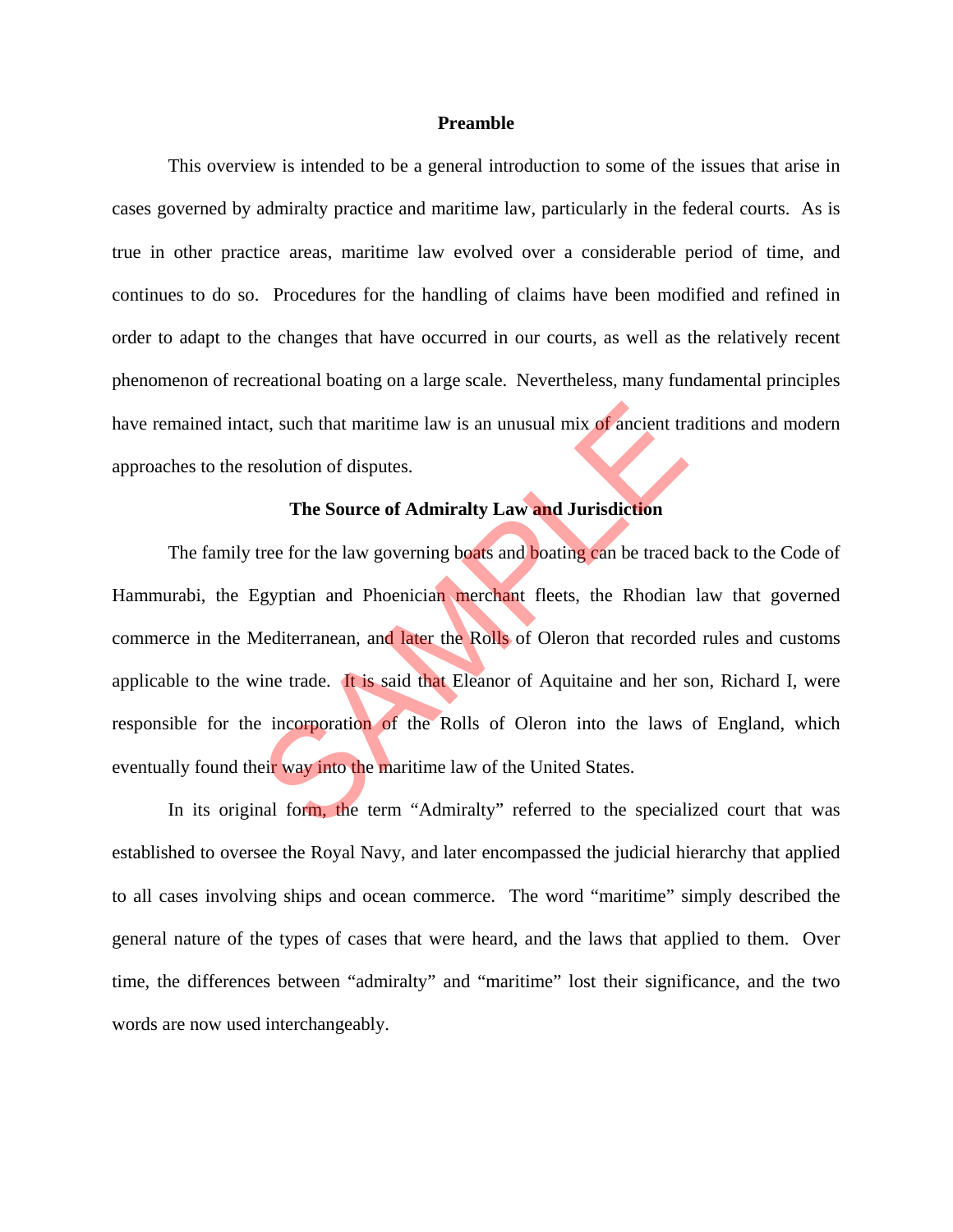## Preamble

This overview is intended to be a general introduction to some of the issues that arise in cases governed by admiralty practice and maritime law, particularly in the federal courts. As is true in other practice areas, maritime law evolved over a considerable period of time, and continues to do so. Procedures for the handling of claims have been modified and refined in order to adapt to the changes that have occurred in our courts, as well as the relatively recent phenomenon of recreational boating on a large scale. Nevertheless, many fundamental principles have remained intact, such that maritime law is an unusual mix of ancient traditions and modern approaches to the resolution of disputes.

## The Source of Admiralty Law and Jurisdiction

The family tree for the law governing boats and boating can be traced back to the Code of Hammurabi, the Egyptian and Phoenician merchant fleets, the Rhodian law that governed commerce in the Mediterranean, and later the Rolls of Oleron that recorded rules and customs applicable to the wine trade. It is said that Eleanor of Aquitaine and her son, Richard I, were responsible for the incorporation of the Rolls of Oleron into the laws of England, which eventually found their way into the maritime law of the United States.

In its original form, the term "Admiralty" referred to the specialized court that was established to oversee the Royal Navy, and later encompassed the judicial hierarchy that applied to all cases involving ships and ocean commerce. The word "maritime" simply described the general nature of the types of cases that were heard, and the laws that applied to them. Over time, the differences between "admiralty" and "maritime" lost their significance, and the two words are now used interchangeably.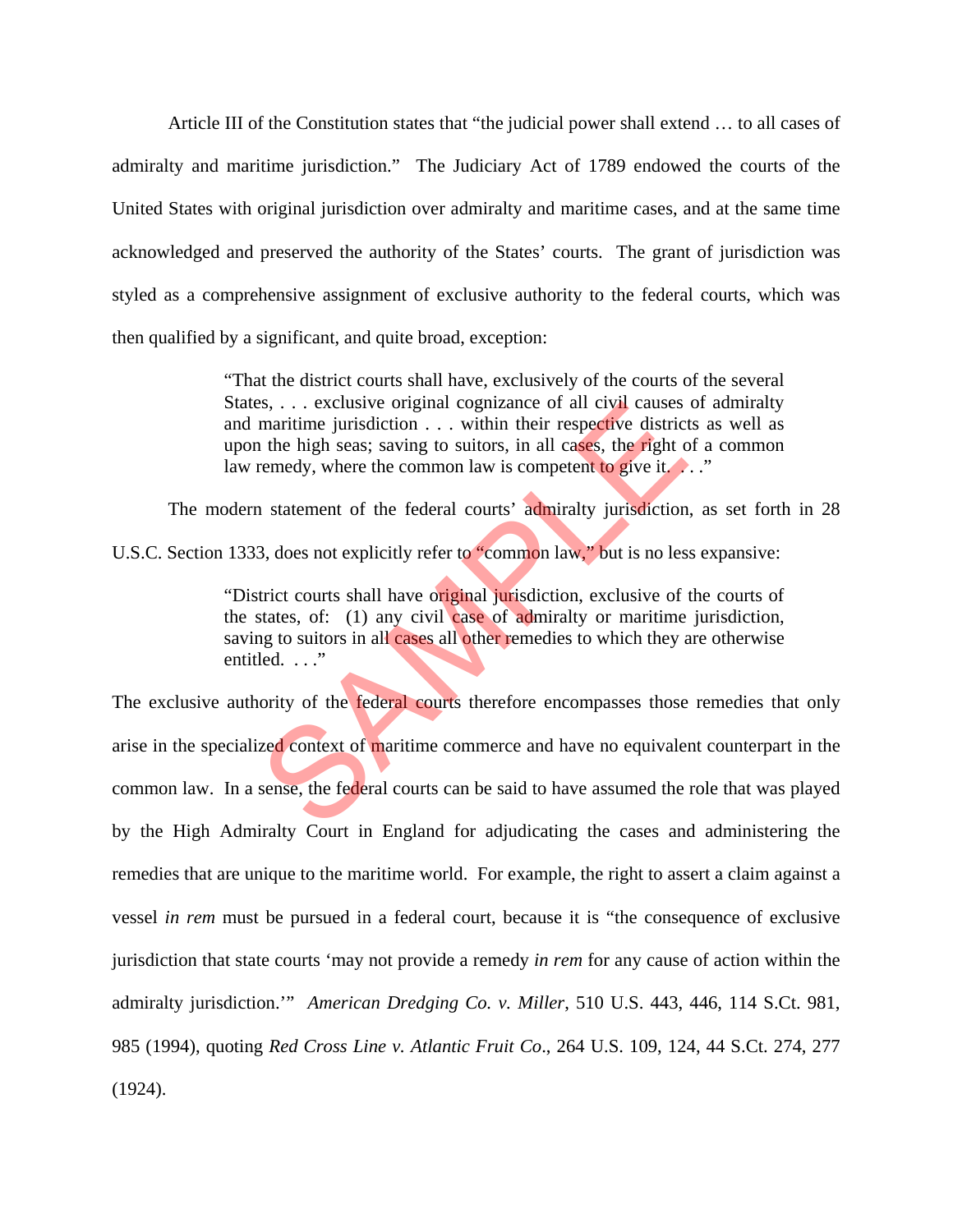Article III of the Constitution states that "the judicial power shall extend … to all cases of admiralty and maritime jurisdiction." The Judiciary Act of 1789 endowed the courts of the United States with original jurisdiction over admiralty and maritime cases, and at the same time acknowledged and preserved the authority of the States' courts. The grant of jurisdiction was styled as a comprehensive assignment of exclusive authority to the federal courts, which was then qualified by a significant, and quite broad, exception:

> "That the district courts shall have, exclusively of the courts of the several States, . . . exclusive original cognizance of all civil causes of admiralty and maritime jurisdiction . . . within their respective districts as well as upon the high seas; saving to suitors, in all cases, the right of a common law remedy, where the common law is competent to give it. . . ."

The modern statement of the federal courts' admiralty jurisdiction, as set forth in 28 U.S.C. Section 1333, does not explicitly refer to "common law," but is no less expansive:

> "District courts shall have original jurisdiction, exclusive of the courts of the states, of: (1) any civil case of admiralty or maritime jurisdiction, saving to suitors in all cases all other remedies to which they are otherwise entitled. . . ."

The exclusive authority of the federal courts therefore encompasses those remedies that only arise in the specialized context of maritime commerce and have no equivalent counterpart in the common law. In a sense, the federal courts can be said to have assumed the role that was played by the High Admiralty Court in England for adjudicating the cases and administering the remedies that are unique to the maritime world. For example, the right to assert a claim against a vessel *in rem* must be pursued in a federal court, because it is "the consequence of exclusive jurisdiction that state courts 'may not provide a remedy *in rem* for any cause of action within the admiralty jurisdiction.'" *American Dredging Co. v. Miller*, 510 U.S. 443, 446, 114 S.Ct. 981, 985 (1994), quoting *Red Cross Line v. Atlantic Fruit Co*., 264 U.S. 109, 124, 44 S.Ct. 274, 277 (1924).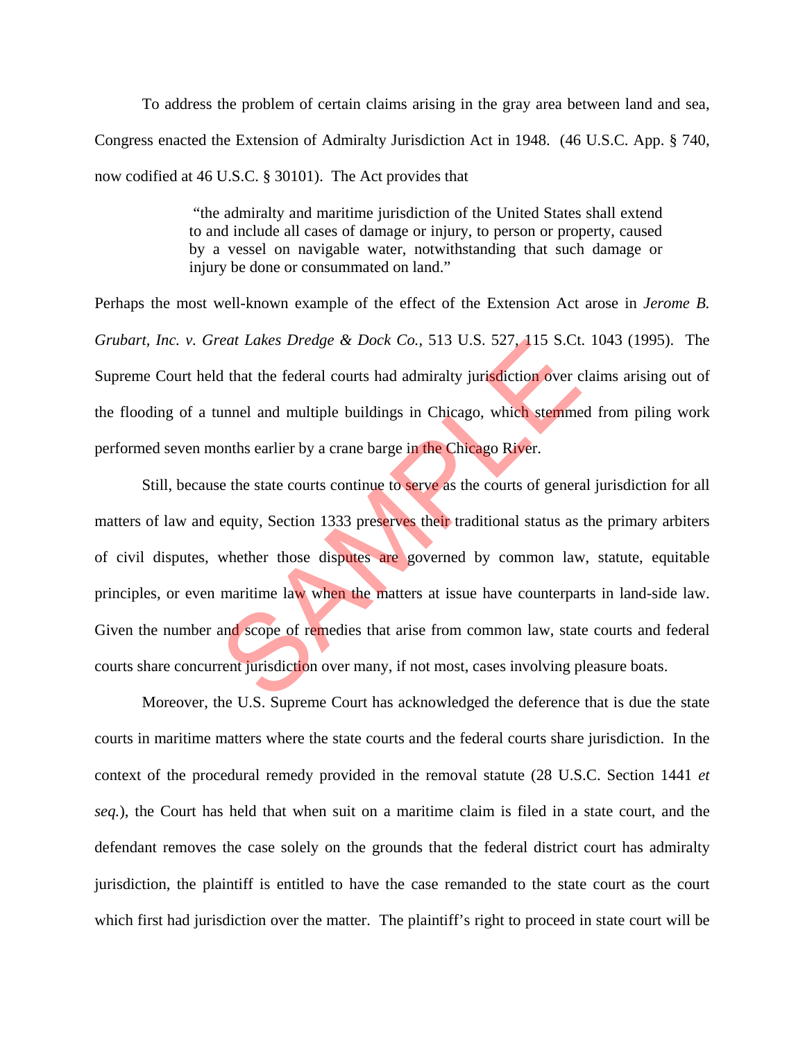To address the problem of certain claims arising in the gray area between land and sea, Congress enacted the Extension of Admiralty Jurisdiction Act in 1948. (46 U.S.C. App. § 740, now codified at 46 U.S.C. § 30101). The Act provides that

> "the admiralty and maritime jurisdiction of the United States shall extend to and include all cases of damage or injury, to person or property, caused by a vessel on navigable water, notwithstanding that such damage or injury be done or consummated on land."

Perhaps the most well-known example of the effect of the Extension Act arose in *Jerome B. Grubart, Inc. v. Great Lakes Dredge & Dock Co.*, 513 U.S. 527, 115 S.Ct. 1043 (1995). The Supreme Court held that the federal courts had admiralty jurisdiction over claims arising out of the flooding of a tunnel and multiple buildings in Chicago, which stemmed from piling work performed seven months earlier by a crane barge in the Chicago River.

Still, because the state courts continue to serve as the courts of general jurisdiction for all matters of law and equity, Section 1333 preserves their traditional status as the primary arbiters of civil disputes, whether those disputes are governed by common law, statute, equitable principles, or even maritime law when the matters at issue have counterparts in land-side law. Given the number and scope of remedies that arise from common law, state courts and federal courts share concurrent jurisdiction over many, if not most, cases involving pleasure boats.

Moreover, the U.S. Supreme Court has acknowledged the deference that is due the state courts in maritime matters where the state courts and the federal courts share jurisdiction. In the context of the procedural remedy provided in the removal statute (28 U.S.C. Section 1441 *et seq.*), the Court has held that when suit on a maritime claim is filed in a state court, and the defendant removes the case solely on the grounds that the federal district court has admiralty jurisdiction, the plaintiff is entitled to have the case remanded to the state court as the court which first had jurisdiction over the matter. The plaintiff's right to proceed in state court will be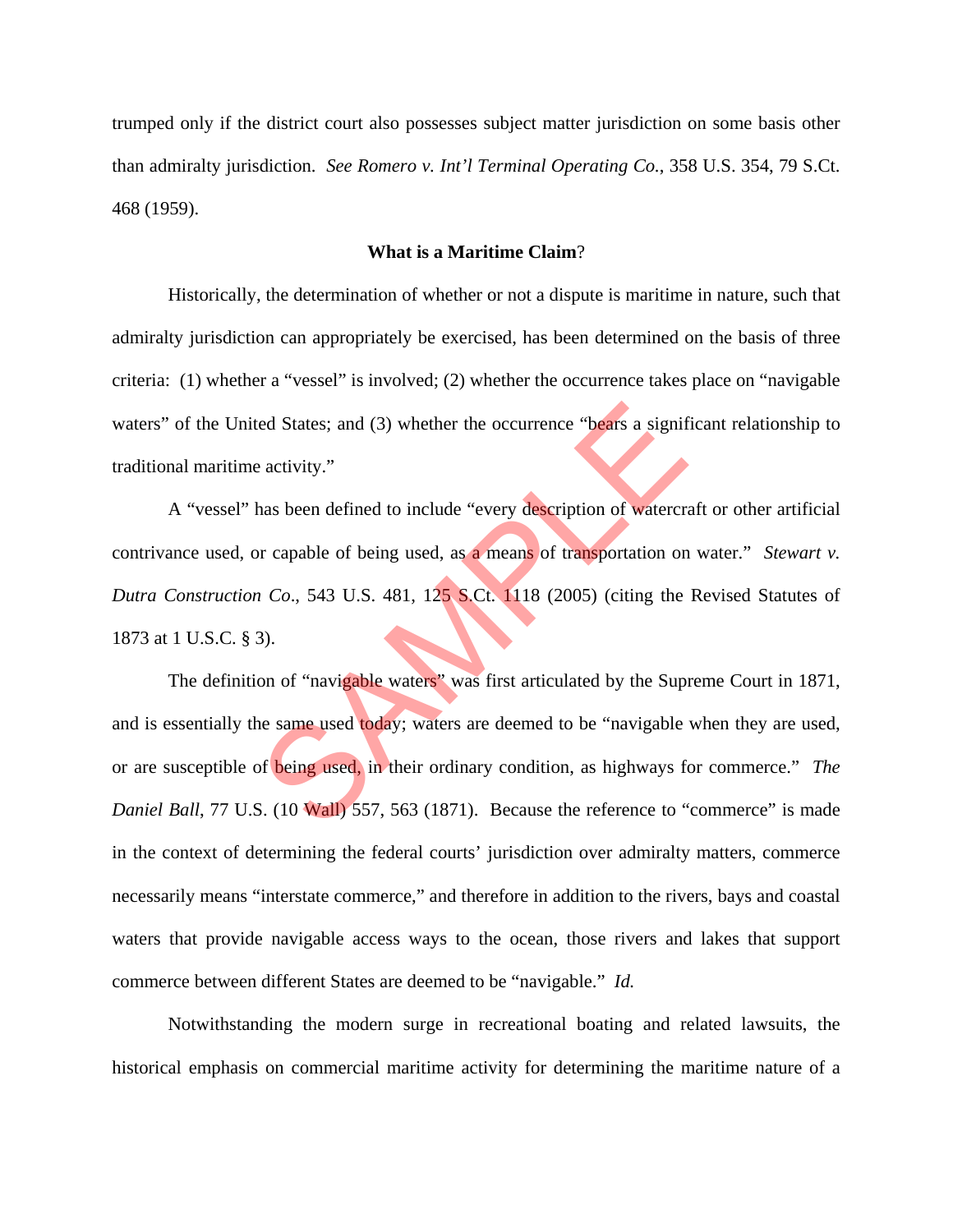trumped only if the district court also possesses subject matter jurisdiction on some basis other than admiralty jurisdiction. *See Romero v. Int'l Terminal Operating Co.*, 358 U.S. 354, 79 S.Ct. 468 (1959).

**What is a Maritime Claim**?

Historically, the determination of whether or not a dispute is maritime in nature, such that admiralty jurisdiction can appropriately be exercised, has been determined on the basis of three criteria: (1) whether a "vessel" is involved; (2) whether the occurrence takes place on "navigable waters" of the United States; and (3) whether the occurrence "bears a significant relationship to traditional maritime activity."

A "vessel" has been defined to include "every description of watercraft or other artificial contrivance used, or capable of being used, as a means of transportation on water." *Stewart v. Dutra Construction Co*., 543 U.S. 481, 125 S.Ct. 1118 (2005) (citing the Revised Statutes of 1873 at 1 U.S.C. § 3).

The definition of "navigable waters" was first articulated by the Supreme Court in 1871, and is essentially the same used today; waters are deemed to be "navigable when they are used, or are susceptible of being used, in their ordinary condition, as highways for commerce." *The Daniel Ball*, 77 U.S. (10 Wall) 557, 563 (1871). Because the reference to "commerce" is made in the context of determining the federal courts' jurisdiction over admiralty matters, commerce necessarily means "interstate commerce," and therefore in addition to the rivers, bays and coastal waters that provide navigable access ways to the ocean, those rivers and lakes that support commerce between different States are deemed to be "navigable." *Id.*

Notwithstanding the modern surge in recreational boating and related lawsuits, the historical emphasis on commercial maritime activity for determining the maritime nature of a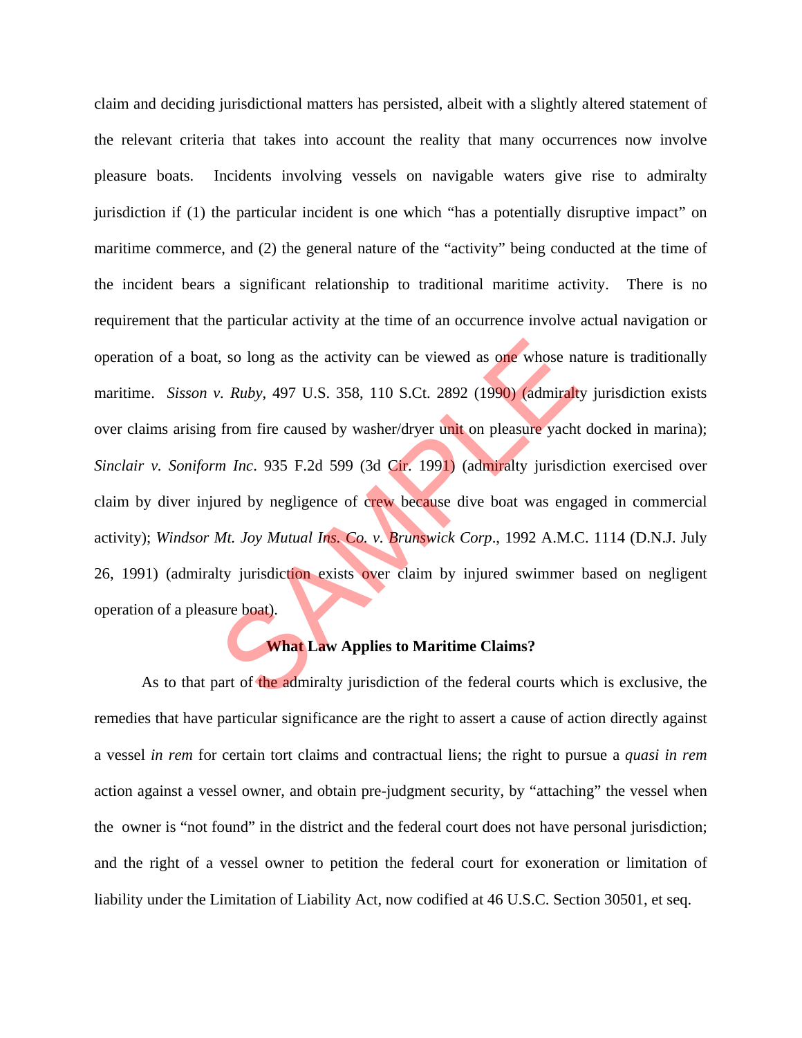claim and deciding jurisdictional matters has persisted, albeit with a slightly altered statement of the relevant criteria that takes into account the reality that many occurrences now involve pleasure boats. Incidents involving vessels on navigable waters give rise to admiralty jurisdiction if (1) the particular incident is one which "has a potentially disruptive impact" on maritime commerce, and (2) the general nature of the "activity" being conducted at the time of the incident bears a significant relationship to traditional maritime activity. There is no requirement that the particular activity at the time of an occurrence involve actual navigation or operation of a boat, so long as the activity can be viewed as one whose nature is traditionally maritime. *Sisson v. Ruby*, 497 U.S. 358, 110 S.Ct. 2892 (1990) (admiralty jurisdiction exists over claims arising from fire caused by washer/dryer unit on pleasure yacht docked in marina); *Sinclair v. Soniform Inc*. 935 F.2d 599 (3d Cir. 1991) (admiralty jurisdiction exercised over claim by diver injured by negligence of crew because dive boat was engaged in commercial activity); *Windsor Mt. Joy Mutual Ins. Co. v. Brunswick Corp*., 1992 A.M.C. 1114 (D.N.J. July 26, 1991) (admiralty jurisdiction exists over claim by injured swimmer based on negligent operation of a pleasure boat).

## What Law Applies to Maritime Claims?

As to that part of the admiralty jurisdiction of the federal courts which is exclusive, the remedies that have particular significance are the right to assert a cause of action directly against a vessel *in rem* for certain tort claims and contractual liens; the right to pursue a *quasi in rem* action against a vessel owner, and obtain pre-judgment security, by "attaching" the vessel when the owner is "not found" in the district and the federal court does not have personal jurisdiction; and the right of a vessel owner to petition the federal court for exoneration or limitation of liability under the Limitation of Liability Act, now codified at 46 U.S.C. Section 30501, et seq.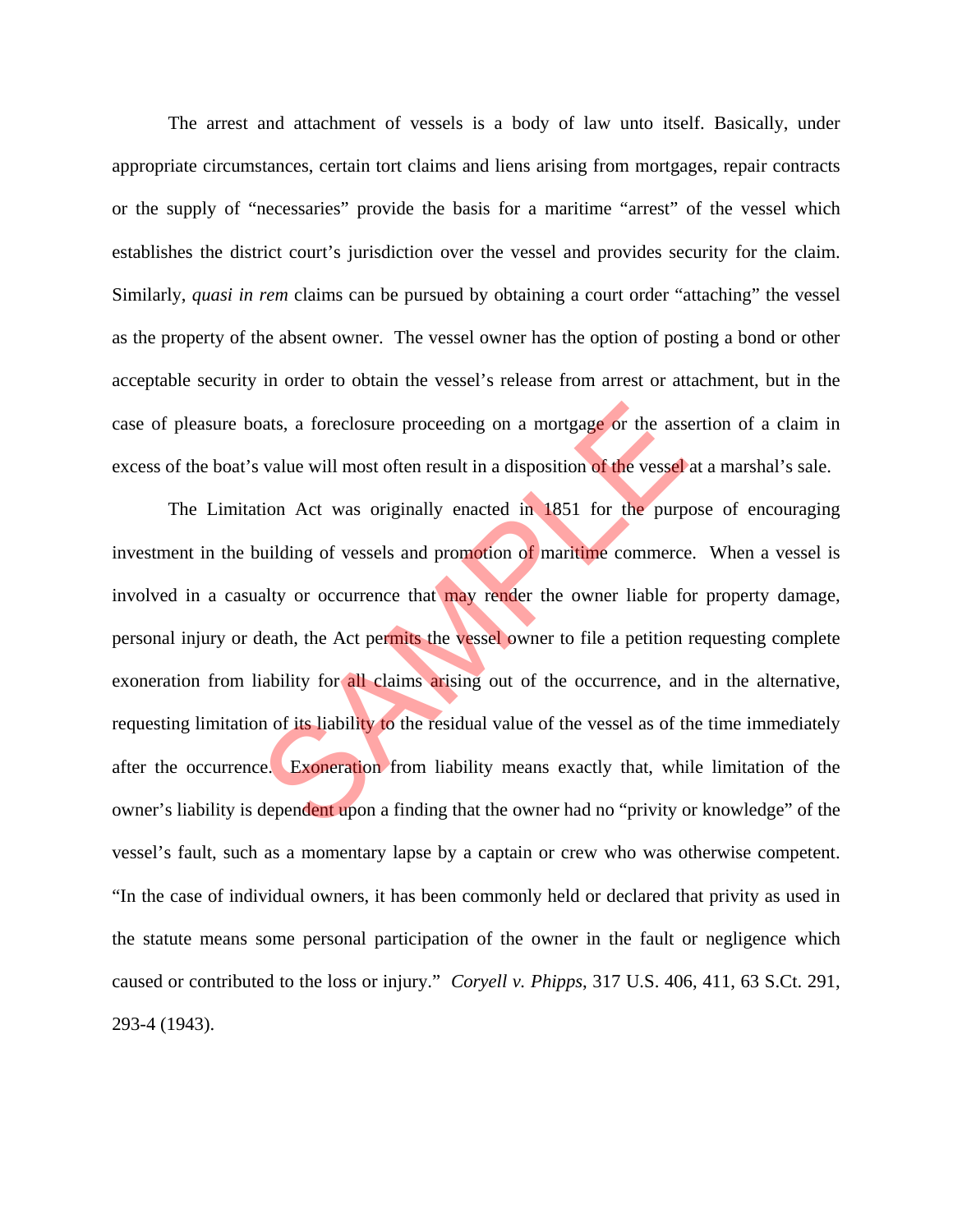The arrest and attachment of vessels is a body of law unto itself. Basically, under appropriate circumstances, certain tort claims and liens arising from mortgages, repair contracts or the supply of "necessaries" provide the basis for a maritime "arrest" of the vessel which establishes the district court's jurisdiction over the vessel and provides security for the claim. Similarly, *quasi in rem* claims can be pursued by obtaining a court order "attaching" the vessel as the property of the absent owner. The vessel owner has the option of posting a bond or other acceptable security in order to obtain the vessel's release from arrest or attachment, but in the case of pleasure boats, a foreclosure proceeding on a mortgage or the assertion of a claim in excess of the boat's value will most often result in a disposition of the vessel at a marshal's sale.

The Limitation Act was originally enacted in 1851 for the purpose of encouraging investment in the building of vessels and promotion of maritime commerce. When a vessel is involved in a casualty or occurrence that may render the owner liable for property damage, personal injury or death, the Act permits the vessel owner to file a petition requesting complete exoneration from liability for all claims arising out of the occurrence, and in the alternative, requesting limitation of its liability to the residual value of the vessel as of the time immediately after the occurrence. Exoneration from liability means exactly that, while limitation of the owner's liability is dependent upon a finding that the owner had no "privity or knowledge" of the vessel's fault, such as a momentary lapse by a captain or crew who was otherwise competent. "In the case of individual owners, it has been commonly held or declared that privity as used in the statute means some personal participation of the owner in the fault or negligence which caused or contributed to the loss or injury." *Coryell v. Phipps*, 317 U.S. 406, 411, 63 S.Ct. 291, 293-4 (1943).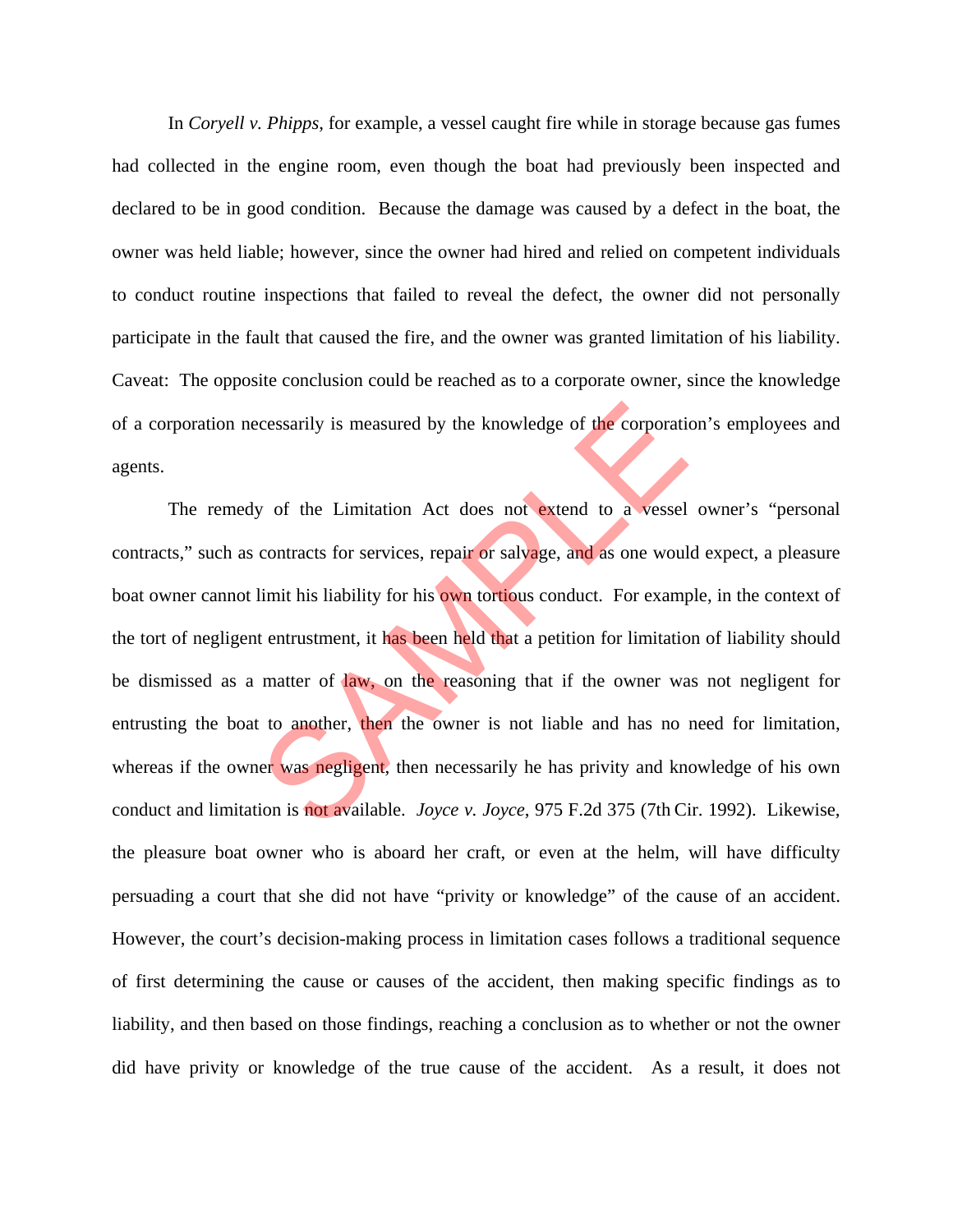In *Coryell v. Phipps*, for example, a vessel caught fire while in storage because gas fumes had collected in the engine room, even though the boat had previously been inspected and declared to be in good condition. Because the damage was caused by a defect in the boat, the owner was held liable; however, since the owner had hired and relied on competent individuals to conduct routine inspections that failed to reveal the defect, the owner did not personally participate in the fault that caused the fire, and the owner was granted limitation of his liability. Caveat: The opposite conclusion could be reached as to a corporate owner, since the knowledge of a corporation necessarily is measured by the knowledge of the corporation's employees and agents.

The remedy of the Limitation Act does not extend to a vessel owner's "personal contracts," such as contracts for services, repair or salvage, and as one would expect, a pleasure boat owner cannot limit his liability for his own tortious conduct. For example, in the context of the tort of negligent entrustment, it has been held that a petition for limitation of liability should be dismissed as a matter of law, on the reasoning that if the owner was not negligent for entrusting the boat to another, then the owner is not liable and has no need for limitation, whereas if the owner was negligent, then necessarily he has privity and knowledge of his own conduct and limitation is not available. *Joyce v. Joyce*, 975 F.2d 375 (7th Cir. 1992). Likewise, the pleasure boat owner who is aboard her craft, or even at the helm, will have difficulty persuading a court that she did not have "privity or knowledge" of the cause of an accident. However, the court's decision-making process in limitation cases follows a traditional sequence of first determining the cause or causes of the accident, then making specific findings as to liability, and then based on those findings, reaching a conclusion as to whether or not the owner did have privity or knowledge of the true cause of the accident. As a result, it does not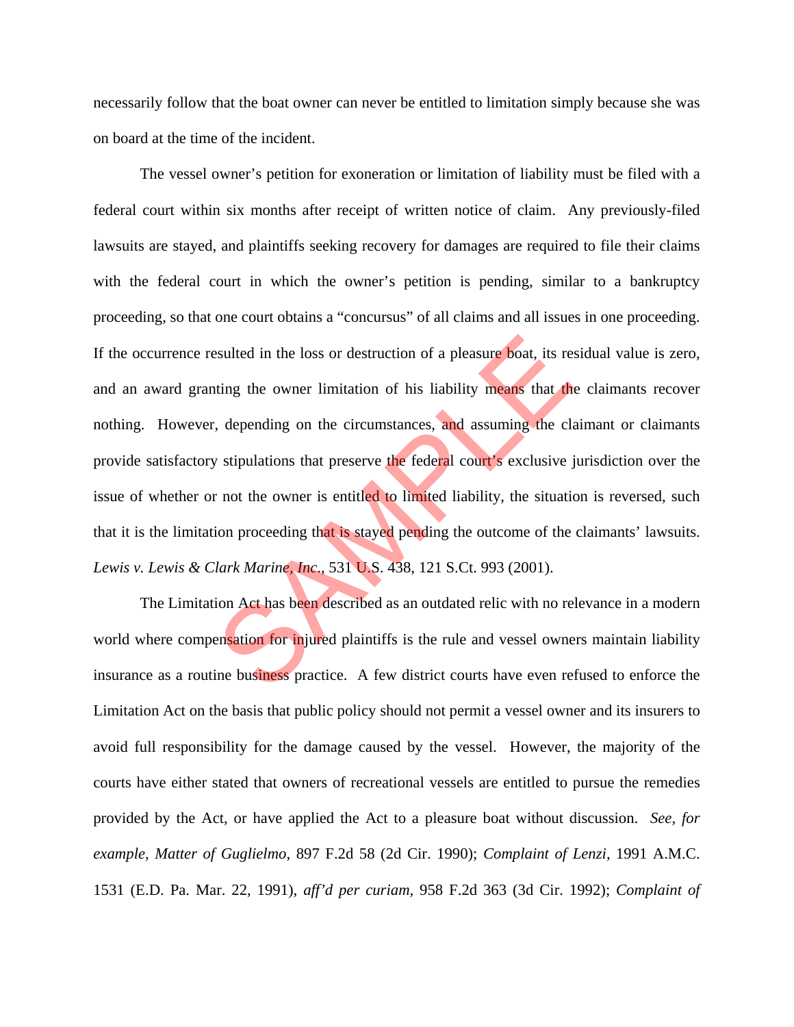necessarily follow that the boat owner can never be entitled to limitation simply because she was on board at the time of the incident.

The vessel owner's petition for exoneration or limitation of liability must be filed with a federal court within six months after receipt of written notice of claim. Any previously-filed lawsuits are stayed, and plaintiffs seeking recovery for damages are required to file their claims with the federal court in which the owner's petition is pending, similar to a bankruptcy proceeding, so that one court obtains a "concursus" of all claims and all issues in one proceeding. If the occurrence resulted in the loss or destruction of a pleasure boat, its residual value is zero, and an award granting the owner limitation of his liability means that the claimants recover nothing. However, depending on the circumstances, and assuming the claimant or claimants provide satisfactory stipulations that preserve the federal court's exclusive jurisdiction over the issue of whether or not the owner is entitled to limited liability, the situation is reversed, such that it is the limitation proceeding that is stayed pending the outcome of the claimants' lawsuits. *Lewis v. Lewis & Clark Marine, Inc.*, 531 U.S. 438, 121 S.Ct. 993 (2001).

The Limitation Act has been described as an outdated relic with no relevance in a modern world where compensation for injured plaintiffs is the rule and vessel owners maintain liability insurance as a routine business practice. A few district courts have even refused to enforce the Limitation Act on the basis that public policy should not permit a vessel owner and its insurers to avoid full responsibility for the damage caused by the vessel. However, the majority of the courts have either stated that owners of recreational vessels are entitled to pursue the remedies provided by the Act, or have applied the Act to a pleasure boat without discussion. *See, for example, Matter of Guglielmo*, 897 F.2d 58 (2d Cir. 1990); *Complaint of Lenzi*, 1991 A.M.C. 1531 (E.D. Pa. Mar. 22, 1991), *aff'd per curiam*, 958 F.2d 363 (3d Cir. 1992); *Complaint of*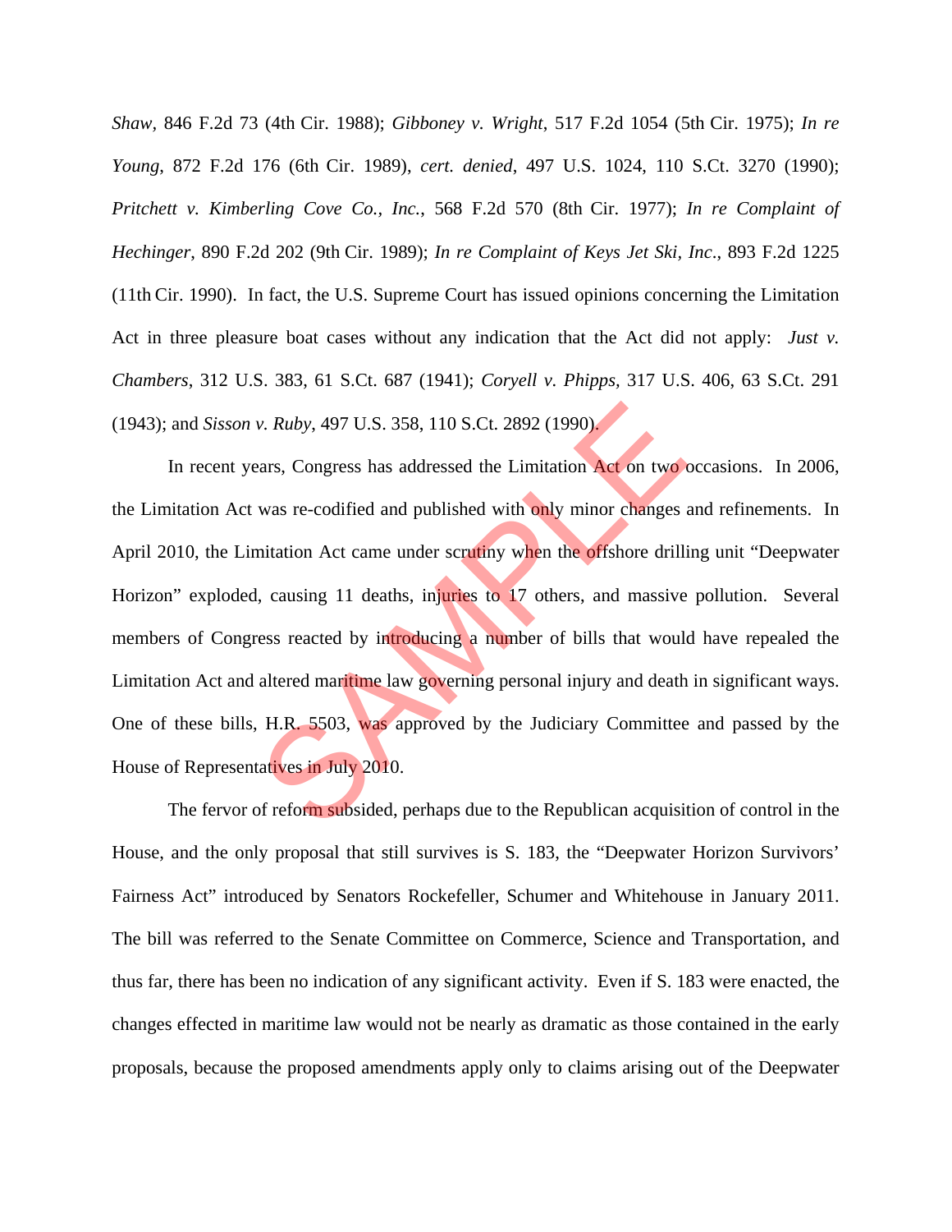*Shaw*, 846 F.2d 73 (4th Cir. 1988); *Gibboney v. Wright*, 517 F.2d 1054 (5th Cir. 1975); *In re Young*, 872 F.2d 176 (6th Cir. 1989), *cert. denied*, 497 U.S. 1024, 110 S.Ct. 3270 (1990); *Pritchett v. Kimberling Cove Co., Inc.*, 568 F.2d 570 (8th Cir. 1977); *In re Complaint of Hechinger*, 890 F.2d 202 (9th Cir. 1989); *In re Complaint of Keys Jet Ski, Inc*., 893 F.2d 1225 (11th Cir. 1990). In fact, the U.S. Supreme Court has issued opinions concerning the Limitation Act in three pleasure boat cases without any indication that the Act did not apply: *Just v. Chambers*, 312 U.S. 383, 61 S.Ct. 687 (1941); *Coryell v. Phipps*, 317 U.S. 406, 63 S.Ct. 291 (1943); and *Sisson v. Ruby*, 497 U.S. 358, 110 S.Ct. 2892 (1990).

In recent years, Congress has addressed the Limitation Act on two occasions. In 2006, the Limitation Act was re-codified and published with only minor changes and refinements. In April 2010, the Limitation Act came under scrutiny when the offshore drilling unit "Deepwater Horizon" exploded, causing 11 deaths, injuries to 17 others, and massive pollution. Several members of Congress reacted by introducing a number of bills that would have repealed the Limitation Act and altered maritime law governing personal injury and death in significant ways. One of these bills, H.R. 5503, was approved by the Judiciary Committee and passed by the House of Representatives in July 2010.

The fervor of reform subsided, perhaps due to the Republican acquisition of control in the House, and the only proposal that still survives is S. 183, the "Deepwater Horizon Survivors' Fairness Act" introduced by Senators Rockefeller, Schumer and Whitehouse in January 2011. The bill was referred to the Senate Committee on Commerce, Science and Transportation, and thus far, there has been no indication of any significant activity. Even if S. 183 were enacted, the changes effected in maritime law would not be nearly as dramatic as those contained in the early proposals, because the proposed amendments apply only to claims arising out of the Deepwater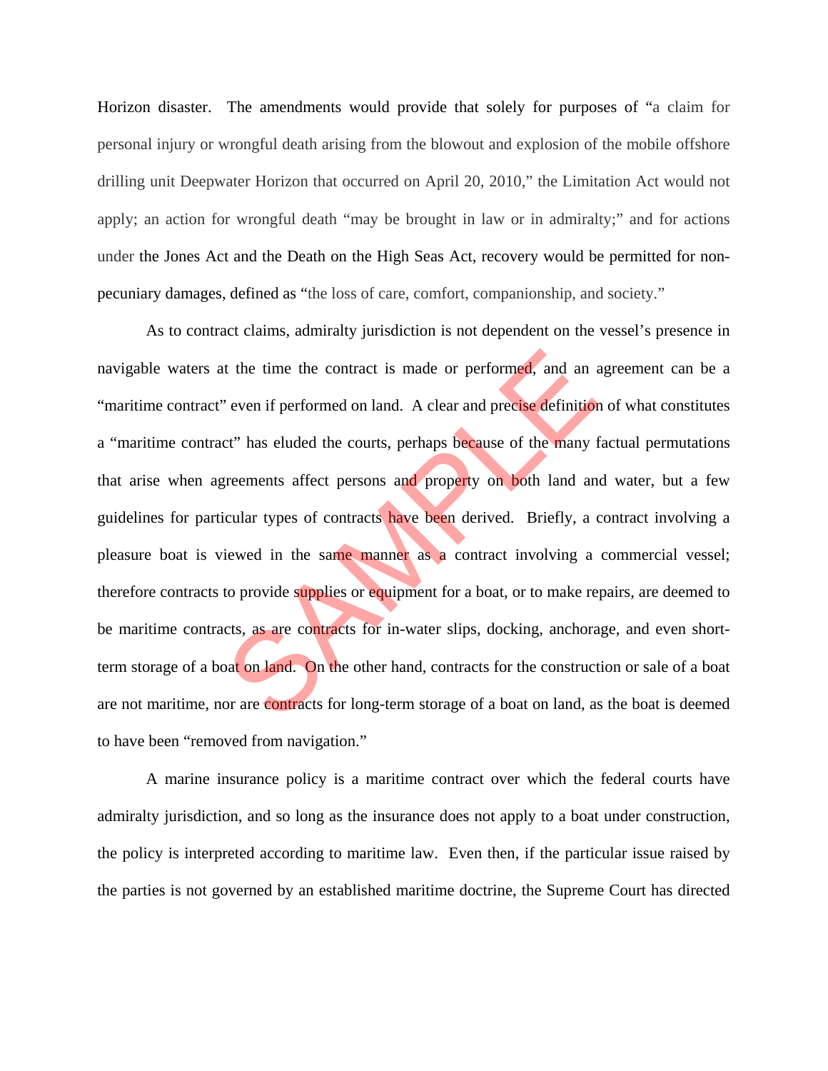Horizon disaster. The amendments would provide that solely for purposes of "a claim for personal injury or wrongful death arising from the blowout and explosion of the mobile offshore drilling unit Deepwater Horizon that occurred on April 20, 2010," the Limitation Act would not apply; an action for wrongful death "may be brought in law or in admiralty;" and for actions under the Jones Act and the Death on the High Seas Act, recovery would be permitted for non-pecuniary damages, defined as "the loss of care, comfort, companionship, and society."

As to contract claims, admiralty jurisdiction is not dependent on the vessel's presence in navigable waters at the time the contract is made or performed, and an agreement can be a "maritime contract" even if performed on land. A clear and precise definition of what constitutes a "maritime contract" has eluded the courts, perhaps because of the many factual permutations that arise when agreements affect persons and property on both land and water, but a few guidelines for particular types of contracts have been derived. Briefly, a contract involving a pleasure boat is viewed in the same manner as a contract involving a commercial vessel; therefore contracts to provide supplies or equipment for a boat, or to make repairs, are deemed to be maritime contracts, as are contracts for in-water slips, docking, anchorage, and even short-term storage of a boat on land. On the other hand, contracts for the construction or sale of a boat are not maritime, nor are contracts for long-term storage of a boat on land, as the boat is deemed to have been "removed from navigation."

A marine insurance policy is a maritime contract over which the federal courts have admiralty jurisdiction, and so long as the insurance does not apply to a boat under construction, the policy is interpreted according to maritime law. Even then, if the particular issue raised by the parties is not governed by an established maritime doctrine, the Supreme Court has directed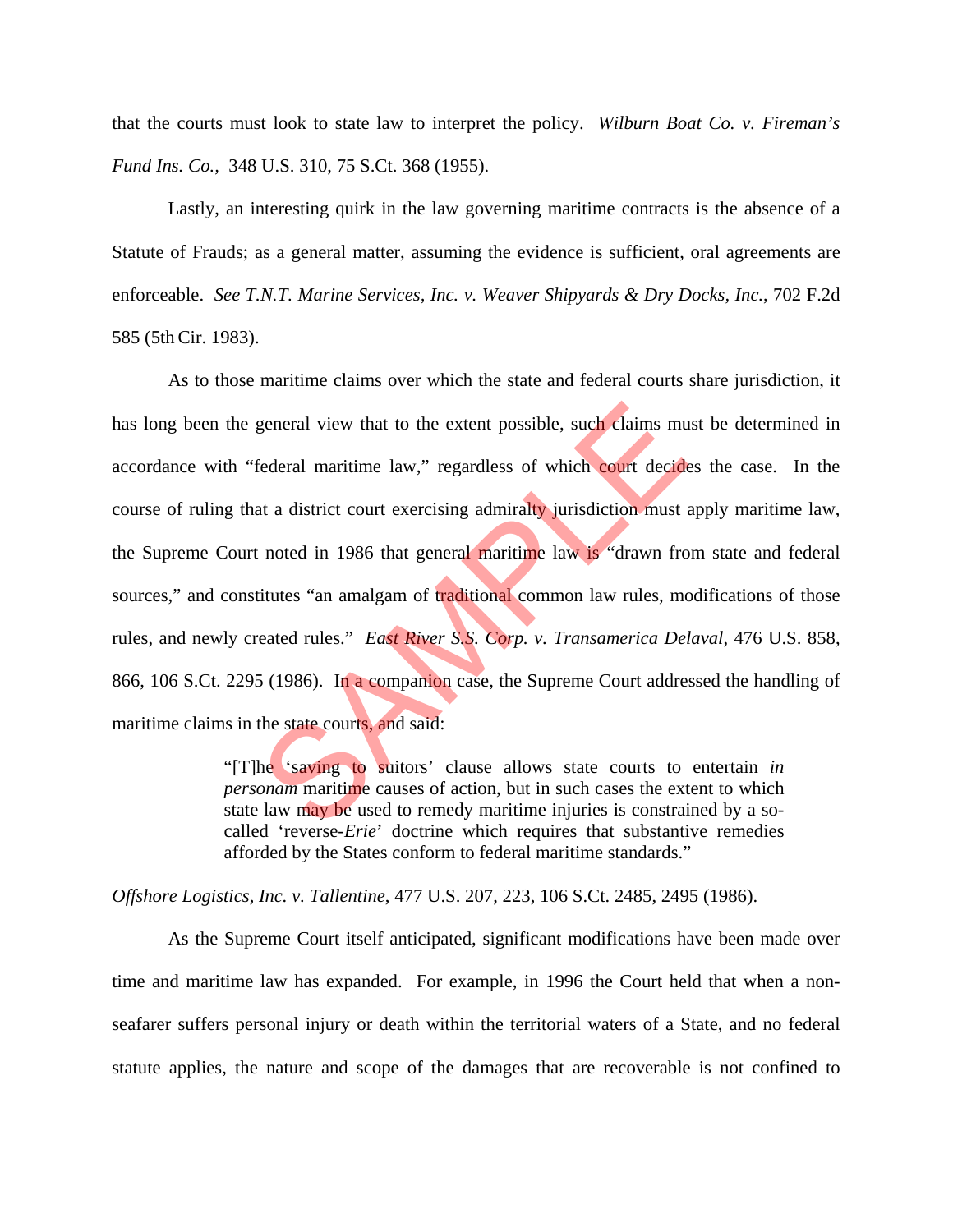that the courts must look to state law to interpret the policy. *Wilburn Boat Co. v. Fireman's Fund Ins. Co.*, 348 U.S. 310, 75 S.Ct. 368 (1955).

Lastly, an interesting quirk in the law governing maritime contracts is the absence of a Statute of Frauds; as a general matter, assuming the evidence is sufficient, oral agreements are enforceable. *See T.N.T. Marine Services, Inc. v. Weaver Shipyards & Dry Docks, Inc.*, 702 F.2d 585 (5th Cir. 1983).

As to those maritime claims over which the state and federal courts share jurisdiction, it has long been the general view that to the extent possible, such claims must be determined in accordance with "federal maritime law," regardless of which court decides the case. In the course of ruling that a district court exercising admiralty jurisdiction must apply maritime law, the Supreme Court noted in 1986 that general maritime law is "drawn from state and federal sources," and constitutes "an amalgam of traditional common law rules, modifications of those rules, and newly created rules." *East River S.S. Corp. v. Transamerica Delaval*, 476 U.S. 858, 866, 106 S.Ct. 2295 (1986). In a companion case, the Supreme Court addressed the handling of maritime claims in the state courts, and said:

> "[T]he 'saving to suitors' clause allows state courts to entertain *in personam* maritime causes of action, but in such cases the extent to which state law may be used to remedy maritime injuries is constrained by a so-called 'reverse-*Erie*' doctrine which requires that substantive remedies afforded by the States conform to federal maritime standards."

*Offshore Logistics, Inc. v. Tallentine*, 477 U.S. 207, 223, 106 S.Ct. 2485, 2495 (1986).

As the Supreme Court itself anticipated, significant modifications have been made over time and maritime law has expanded. For example, in 1996 the Court held that when a non-seafarer suffers personal injury or death within the territorial waters of a State, and no federal statute applies, the nature and scope of the damages that are recoverable is not confined to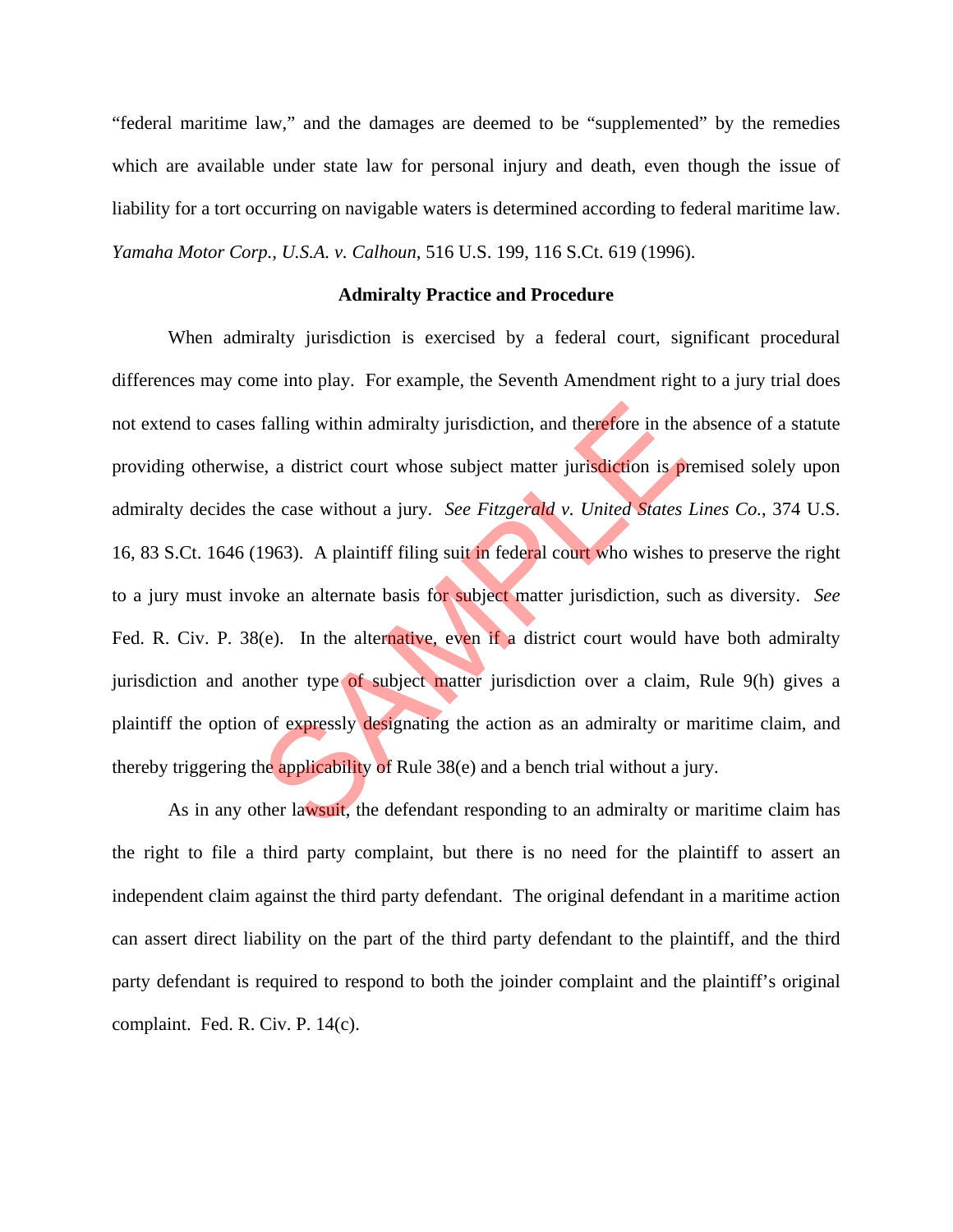"federal maritime law," and the damages are deemed to be "supplemented" by the remedies which are available under state law for personal injury and death, even though the issue of liability for a tort occurring on navigable waters is determined according to federal maritime law. *Yamaha Motor Corp., U.S.A. v. Calhoun*, 516 U.S. 199, 116 S.Ct. 619 (1996).

**Admiralty Practice and Procedure**

When admiralty jurisdiction is exercised by a federal court, significant procedural differences may come into play. For example, the Seventh Amendment right to a jury trial does not extend to cases falling within admiralty jurisdiction, and therefore in the absence of a statute providing otherwise, a district court whose subject matter jurisdiction is premised solely upon admiralty decides the case without a jury. *See Fitzgerald v. United States Lines Co.*, 374 U.S. 16, 83 S.Ct. 1646 (1963). A plaintiff filing suit in federal court who wishes to preserve the right to a jury must invoke an alternate basis for subject matter jurisdiction, such as diversity. *See* Fed. R. Civ. P. 38(e). In the alternative, even if a district court would have both admiralty jurisdiction and another type of subject matter jurisdiction over a claim, Rule 9(h) gives a plaintiff the option of expressly designating the action as an admiralty or maritime claim, and thereby triggering the applicability of Rule 38(e) and a bench trial without a jury.

As in any other lawsuit, the defendant responding to an admiralty or maritime claim has the right to file a third party complaint, but there is no need for the plaintiff to assert an independent claim against the third party defendant. The original defendant in a maritime action can assert direct liability on the part of the third party defendant to the plaintiff, and the third party defendant is required to respond to both the joinder complaint and the plaintiff's original complaint. Fed. R. Civ. P. 14(c).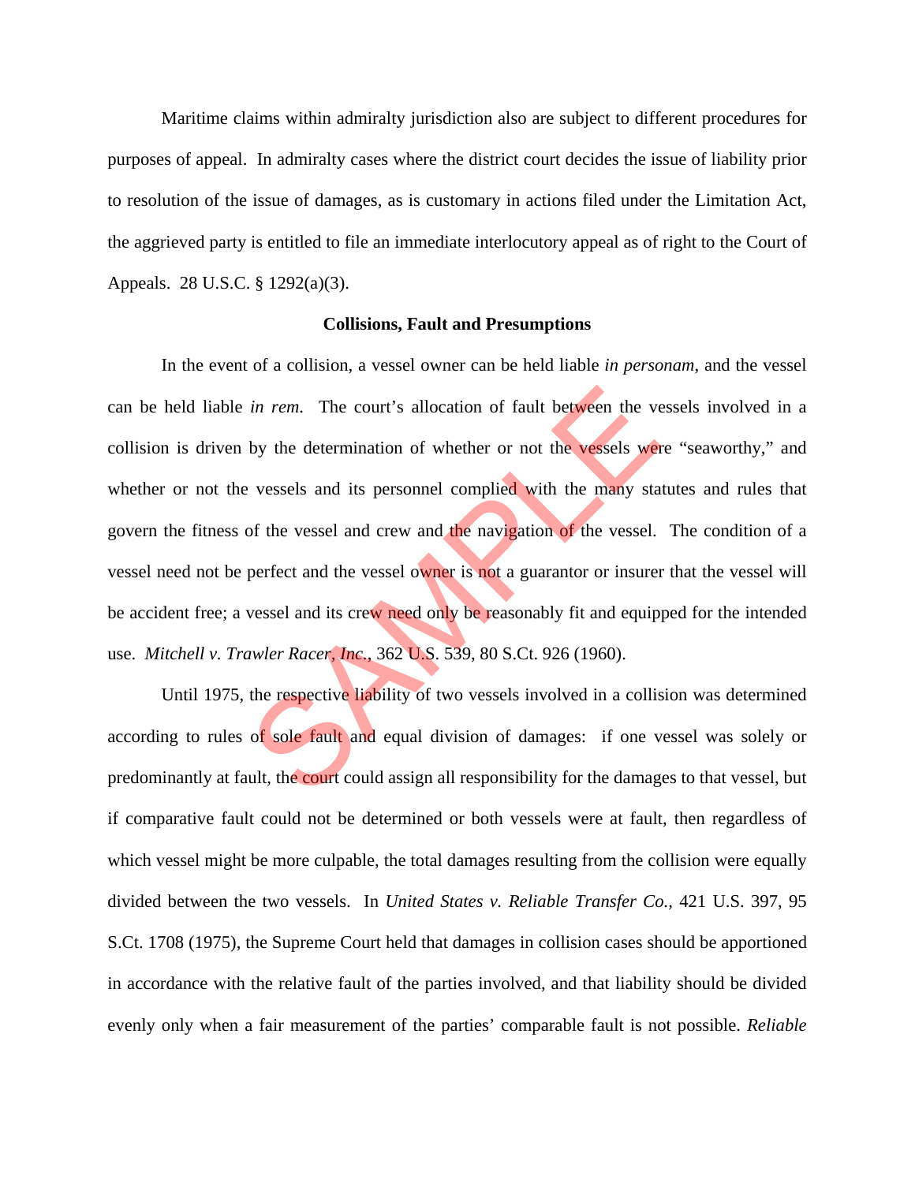Maritime claims within admiralty jurisdiction also are subject to different procedures for purposes of appeal. In admiralty cases where the district court decides the issue of liability prior to resolution of the issue of damages, as is customary in actions filed under the Limitation Act, the aggrieved party is entitled to file an immediate interlocutory appeal as of right to the Court of Appeals. 28 U.S.C. § 1292(a)(3).

**Collisions, Fault and Presumptions**

In the event of a collision, a vessel owner can be held liable *in personam*, and the vessel can be held liable *in rem*. The court's allocation of fault between the vessels involved in a collision is driven by the determination of whether or not the vessels were "seaworthy," and whether or not the vessels and its personnel complied with the many statutes and rules that govern the fitness of the vessel and crew and the navigation of the vessel. The condition of a vessel need not be perfect and the vessel owner is not a guarantor or insurer that the vessel will be accident free; a vessel and its crew need only be reasonably fit and equipped for the intended use. *Mitchell v. Trawler Racer, Inc.*, 362 U.S. 539, 80 S.Ct. 926 (1960).

Until 1975, the respective liability of two vessels involved in a collision was determined according to rules of sole fault and equal division of damages: if one vessel was solely or predominantly at fault, the court could assign all responsibility for the damages to that vessel, but if comparative fault could not be determined or both vessels were at fault, then regardless of which vessel might be more culpable, the total damages resulting from the collision were equally divided between the two vessels. In *United States v. Reliable Transfer Co.*, 421 U.S. 397, 95 S.Ct. 1708 (1975), the Supreme Court held that damages in collision cases should be apportioned in accordance with the relative fault of the parties involved, and that liability should be divided evenly only when a fair measurement of the parties' comparable fault is not possible. *Reliable*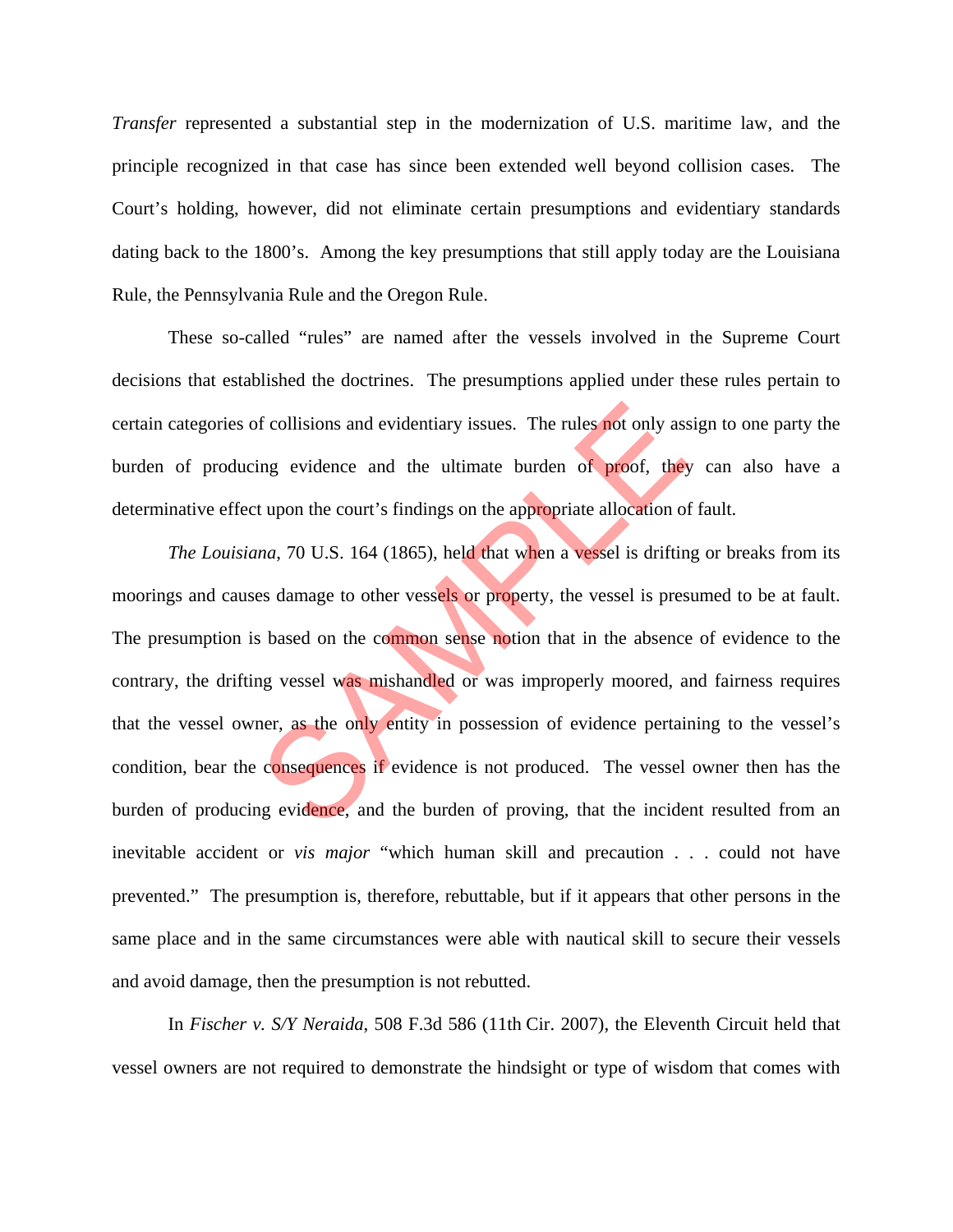*Transfer* represented a substantial step in the modernization of U.S. maritime law, and the principle recognized in that case has since been extended well beyond collision cases. The Court's holding, however, did not eliminate certain presumptions and evidentiary standards dating back to the 1800's. Among the key presumptions that still apply today are the Louisiana Rule, the Pennsylvania Rule and the Oregon Rule.

These so-called "rules" are named after the vessels involved in the Supreme Court decisions that established the doctrines. The presumptions applied under these rules pertain to certain categories of collisions and evidentiary issues. The rules not only assign to one party the burden of producing evidence and the ultimate burden of proof, they can also have a determinative effect upon the court's findings on the appropriate allocation of fault.

*The Louisiana*, 70 U.S. 164 (1865), held that when a vessel is drifting or breaks from its moorings and causes damage to other vessels or property, the vessel is presumed to be at fault. The presumption is based on the common sense notion that in the absence of evidence to the contrary, the drifting vessel was mishandled or was improperly moored, and fairness requires that the vessel owner, as the only entity in possession of evidence pertaining to the vessel's condition, bear the consequences if evidence is not produced. The vessel owner then has the burden of producing evidence, and the burden of proving, that the incident resulted from an inevitable accident or *vis major* "which human skill and precaution . . . could not have prevented." The presumption is, therefore, rebuttable, but if it appears that other persons in the same place and in the same circumstances were able with nautical skill to secure their vessels and avoid damage, then the presumption is not rebutted.

In *Fischer v. S/Y Neraida*, 508 F.3d 586 (11th Cir. 2007), the Eleventh Circuit held that vessel owners are not required to demonstrate the hindsight or type of wisdom that comes with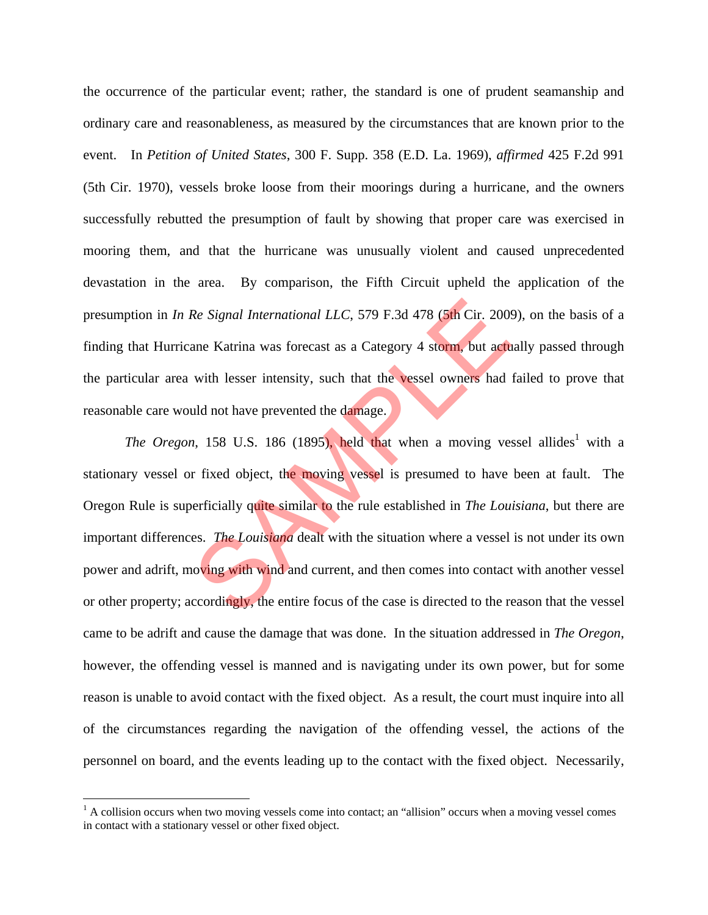the occurrence of the particular event; rather, the standard is one of prudent seamanship and ordinary care and reasonableness, as measured by the circumstances that are known prior to the event. In *Petition of United States*, 300 F. Supp. 358 (E.D. La. 1969), *affirmed* 425 F.2d 991 (5th Cir. 1970), vessels broke loose from their moorings during a hurricane, and the owners successfully rebutted the presumption of fault by showing that proper care was exercised in mooring them, and that the hurricane was unusually violent and caused unprecedented devastation in the area. By comparison, the Fifth Circuit upheld the application of the presumption in *In Re Signal International LLC*, 579 F.3d 478 (5th Cir. 2009), on the basis of a finding that Hurricane Katrina was forecast as a Category 4 storm, but actually passed through the particular area with lesser intensity, such that the vessel owners had failed to prove that reasonable care would not have prevented the damage.

*The Oregon*, 158 U.S. 186 (1895), held that when a moving vessel allides[1] with a stationary vessel or fixed object, the moving vessel is presumed to have been at fault. The Oregon Rule is superficially quite similar to the rule established in *The Louisiana*, but there are important differences. *The Louisiana* dealt with the situation where a vessel is not under its own power and adrift, moving with wind and current, and then comes into contact with another vessel or other property; accordingly, the entire focus of the case is directed to the reason that the vessel came to be adrift and cause the damage that was done. In the situation addressed in *The Oregon*, however, the offending vessel is manned and is navigating under its own power, but for some reason is unable to avoid contact with the fixed object. As a result, the court must inquire into all of the circumstances regarding the navigation of the offending vessel, the actions of the personnel on board, and the events leading up to the contact with the fixed object. Necessarily,

[1] A collision occurs when two moving vessels come into contact; an "allision" occurs when a moving vessel comes in contact with a stationary vessel or other fixed object.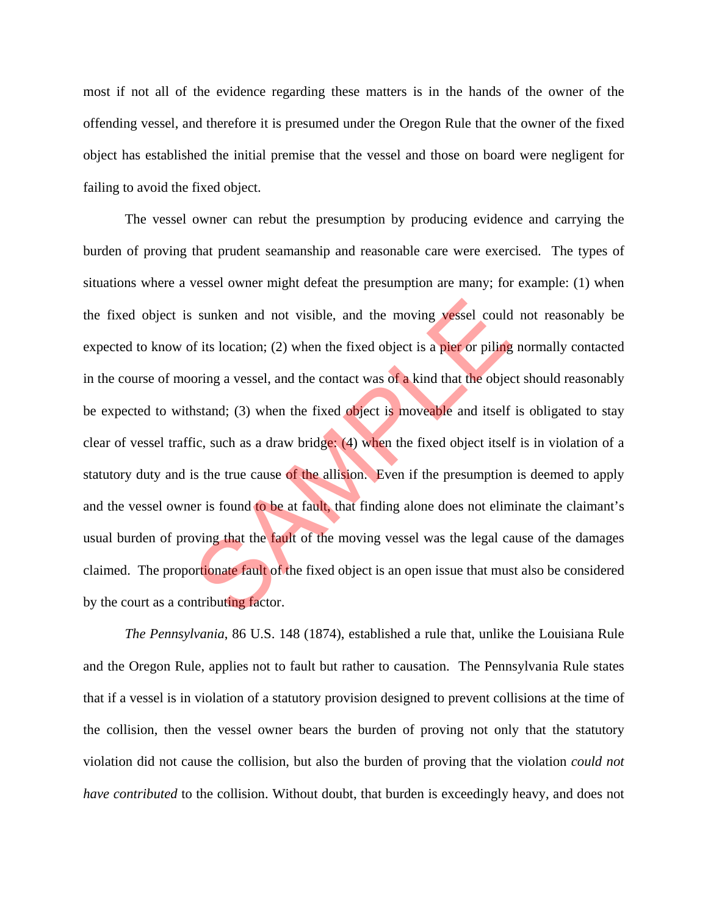most if not all of the evidence regarding these matters is in the hands of the owner of the offending vessel, and therefore it is presumed under the Oregon Rule that the owner of the fixed object has established the initial premise that the vessel and those on board were negligent for failing to avoid the fixed object.

The vessel owner can rebut the presumption by producing evidence and carrying the burden of proving that prudent seamanship and reasonable care were exercised. The types of situations where a vessel owner might defeat the presumption are many; for example: (1) when the fixed object is sunken and not visible, and the moving vessel could not reasonably be expected to know of its location; (2) when the fixed object is a pier or piling normally contacted in the course of mooring a vessel, and the contact was of a kind that the object should reasonably be expected to withstand; (3) when the fixed object is moveable and itself is obligated to stay clear of vessel traffic, such as a draw bridge; (4) when the fixed object itself is in violation of a statutory duty and is the true cause of the allision. Even if the presumption is deemed to apply and the vessel owner is found to be at fault, that finding alone does not eliminate the claimant's usual burden of proving that the fault of the moving vessel was the legal cause of the damages claimed. The proportionate fault of the fixed object is an open issue that must also be considered by the court as a contributing factor.

*The Pennsylvania*, 86 U.S. 148 (1874), established a rule that, unlike the Louisiana Rule and the Oregon Rule, applies not to fault but rather to causation. The Pennsylvania Rule states that if a vessel is in violation of a statutory provision designed to prevent collisions at the time of the collision, then the vessel owner bears the burden of proving not only that the statutory violation did not cause the collision, but also the burden of proving that the violation *could not have contributed* to the collision. Without doubt, that burden is exceedingly heavy, and does not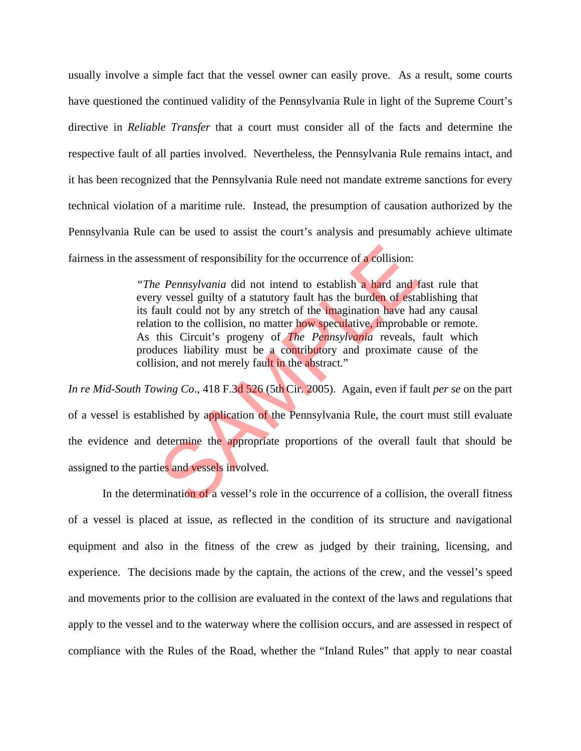usually involve a simple fact that the vessel owner can easily prove. As a result, some courts have questioned the continued validity of the Pennsylvania Rule in light of the Supreme Court's directive in *Reliable Transfer* that a court must consider all of the facts and determine the respective fault of all parties involved. Nevertheless, the Pennsylvania Rule remains intact, and it has been recognized that the Pennsylvania Rule need not mandate extreme sanctions for every technical violation of a maritime rule. Instead, the presumption of causation authorized by the Pennsylvania Rule can be used to assist the court's analysis and presumably achieve ultimate fairness in the assessment of responsibility for the occurrence of a collision:

> "*The Pennsylvania* did not intend to establish a hard and fast rule that every vessel guilty of a statutory fault has the burden of establishing that its fault could not by any stretch of the imagination have had any causal relation to the collision, no matter how speculative, improbable or remote. As this Circuit's progeny of *The Pennsylvania* reveals, fault which produces liability must be a contributory and proximate cause of the collision, and not merely fault in the abstract."

*In re Mid-South Towing Co*., 418 F.3d 526 (5th Cir. 2005). Again, even if fault *per se* on the part of a vessel is established by application of the Pennsylvania Rule, the court must still evaluate the evidence and determine the appropriate proportions of the overall fault that should be assigned to the parties and vessels involved.

In the determination of a vessel's role in the occurrence of a collision, the overall fitness of a vessel is placed at issue, as reflected in the condition of its structure and navigational equipment and also in the fitness of the crew as judged by their training, licensing, and experience. The decisions made by the captain, the actions of the crew, and the vessel's speed and movements prior to the collision are evaluated in the context of the laws and regulations that apply to the vessel and to the waterway where the collision occurs, and are assessed in respect of compliance with the Rules of the Road, whether the "Inland Rules" that apply to near coastal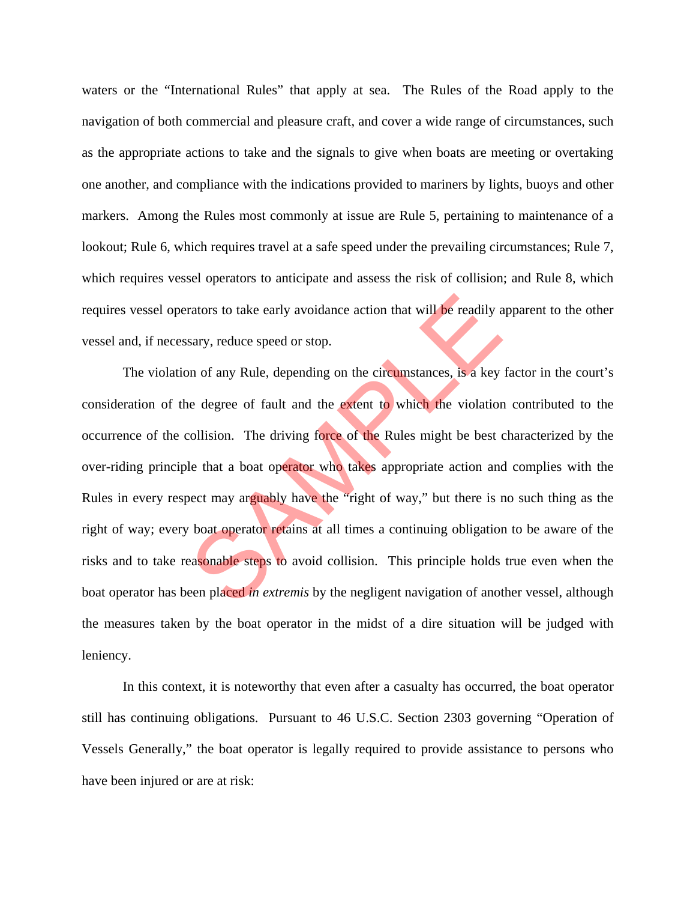waters or the "International Rules" that apply at sea. The Rules of the Road apply to the navigation of both commercial and pleasure craft, and cover a wide range of circumstances, such as the appropriate actions to take and the signals to give when boats are meeting or overtaking one another, and compliance with the indications provided to mariners by lights, buoys and other markers. Among the Rules most commonly at issue are Rule 5, pertaining to maintenance of a lookout; Rule 6, which requires travel at a safe speed under the prevailing circumstances; Rule 7, which requires vessel operators to anticipate and assess the risk of collision; and Rule 8, which requires vessel operators to take early avoidance action that will be readily apparent to the other vessel and, if necessary, reduce speed or stop.

The violation of any Rule, depending on the circumstances, is a key factor in the court's consideration of the degree of fault and the extent to which the violation contributed to the occurrence of the collision. The driving force of the Rules might be best characterized by the over-riding principle that a boat operator who takes appropriate action and complies with the Rules in every respect may arguably have the "right of way," but there is no such thing as the right of way; every boat operator retains at all times a continuing obligation to be aware of the risks and to take reasonable steps to avoid collision. This principle holds true even when the boat operator has been placed *in extremis* by the negligent navigation of another vessel, although the measures taken by the boat operator in the midst of a dire situation will be judged with leniency.

In this context, it is noteworthy that even after a casualty has occurred, the boat operator still has continuing obligations. Pursuant to 46 U.S.C. Section 2303 governing "Operation of Vessels Generally," the boat operator is legally required to provide assistance to persons who have been injured or are at risk: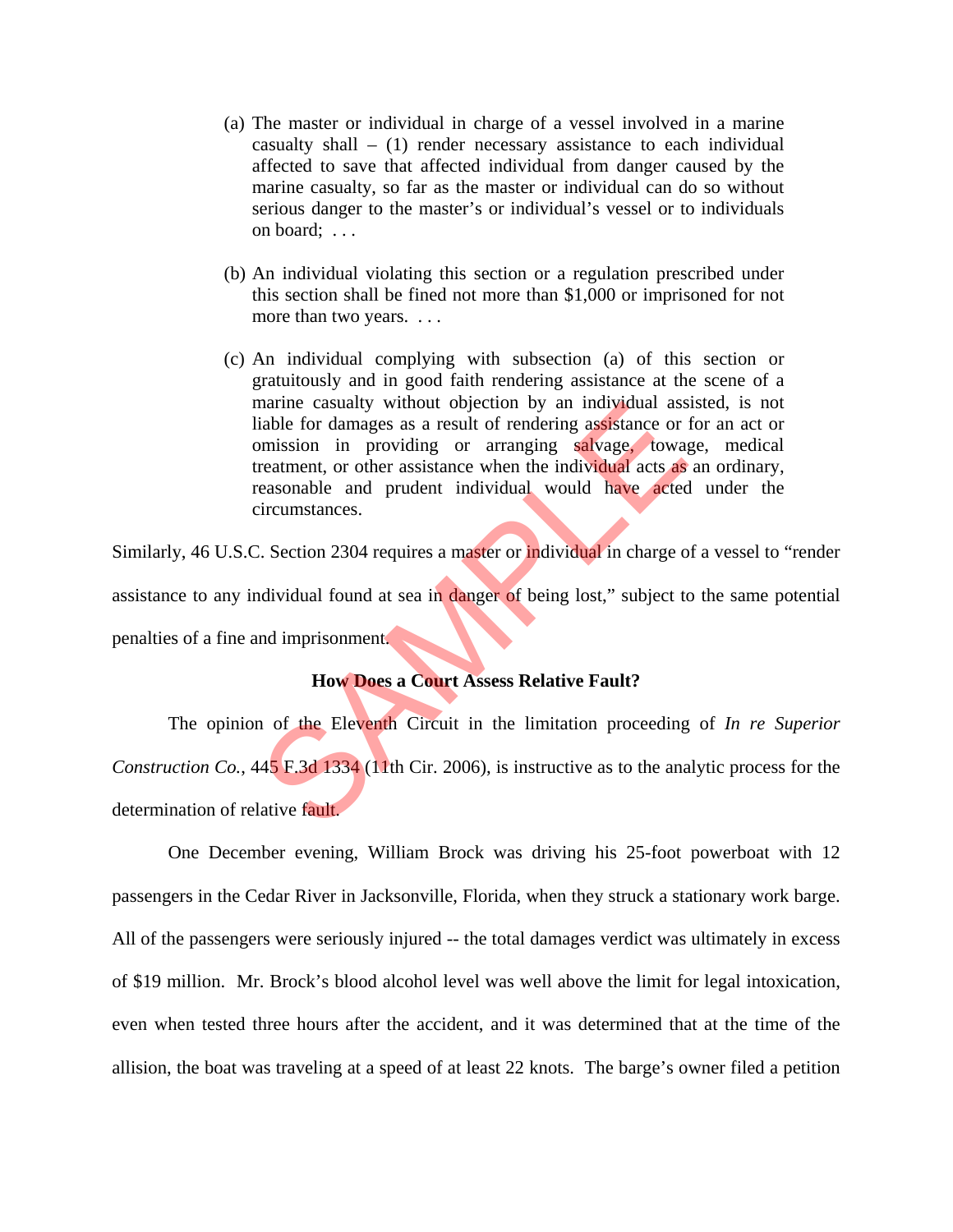> (a) The master or individual in charge of a vessel involved in a marine casualty shall – (1) render necessary assistance to each individual affected to save that affected individual from danger caused by the marine casualty, so far as the master or individual can do so without serious danger to the master's or individual's vessel or to individuals on board; . . .
>
> (b) An individual violating this section or a regulation prescribed under this section shall be fined not more than $1,000 or imprisoned for not more than two years. . . .
>
> (c) An individual complying with subsection (a) of this section or gratuitously and in good faith rendering assistance at the scene of a marine casualty without objection by an individual assisted, is not liable for damages as a result of rendering assistance or for an act or omission in providing or arranging salvage, towage, medical treatment, or other assistance when the individual acts as an ordinary, reasonable and prudent individual would have acted under the circumstances.

Similarly, 46 U.S.C. Section 2304 requires a master or individual in charge of a vessel to "render assistance to any individual found at sea in danger of being lost," subject to the same potential penalties of a fine and imprisonment.

**How Does a Court Assess Relative Fault?**

The opinion of the Eleventh Circuit in the limitation proceeding of *In re Superior Construction Co.*, 445 F.3d 1334 (11th Cir. 2006), is instructive as to the analytic process for the determination of relative fault.

One December evening, William Brock was driving his 25-foot powerboat with 12 passengers in the Cedar River in Jacksonville, Florida, when they struck a stationary work barge. All of the passengers were seriously injured -- the total damages verdict was ultimately in excess of $19 million. Mr. Brock's blood alcohol level was well above the limit for legal intoxication, even when tested three hours after the accident, and it was determined that at the time of the allision, the boat was traveling at a speed of at least 22 knots. The barge's owner filed a petition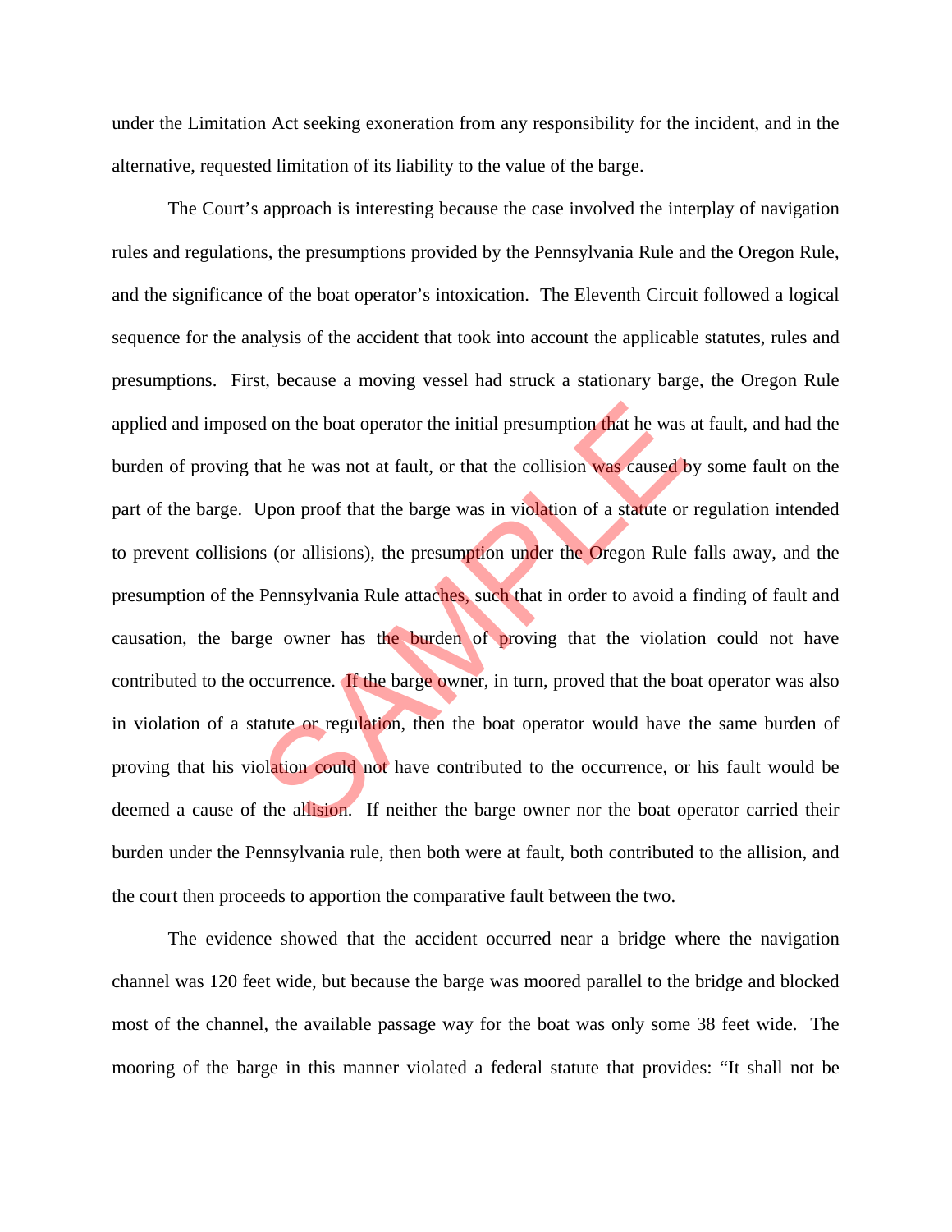under the Limitation Act seeking exoneration from any responsibility for the incident, and in the alternative, requested limitation of its liability to the value of the barge.

The Court's approach is interesting because the case involved the interplay of navigation rules and regulations, the presumptions provided by the Pennsylvania Rule and the Oregon Rule, and the significance of the boat operator's intoxication. The Eleventh Circuit followed a logical sequence for the analysis of the accident that took into account the applicable statutes, rules and presumptions. First, because a moving vessel had struck a stationary barge, the Oregon Rule applied and imposed on the boat operator the initial presumption that he was at fault, and had the burden of proving that he was not at fault, or that the collision was caused by some fault on the part of the barge. Upon proof that the barge was in violation of a statute or regulation intended to prevent collisions (or allisions), the presumption under the Oregon Rule falls away, and the presumption of the Pennsylvania Rule attaches, such that in order to avoid a finding of fault and causation, the barge owner has the burden of proving that the violation could not have contributed to the occurrence. If the barge owner, in turn, proved that the boat operator was also in violation of a statute or regulation, then the boat operator would have the same burden of proving that his violation could not have contributed to the occurrence, or his fault would be deemed a cause of the allision. If neither the barge owner nor the boat operator carried their burden under the Pennsylvania rule, then both were at fault, both contributed to the allision, and the court then proceeds to apportion the comparative fault between the two.

The evidence showed that the accident occurred near a bridge where the navigation channel was 120 feet wide, but because the barge was moored parallel to the bridge and blocked most of the channel, the available passage way for the boat was only some 38 feet wide. The mooring of the barge in this manner violated a federal statute that provides: "It shall not be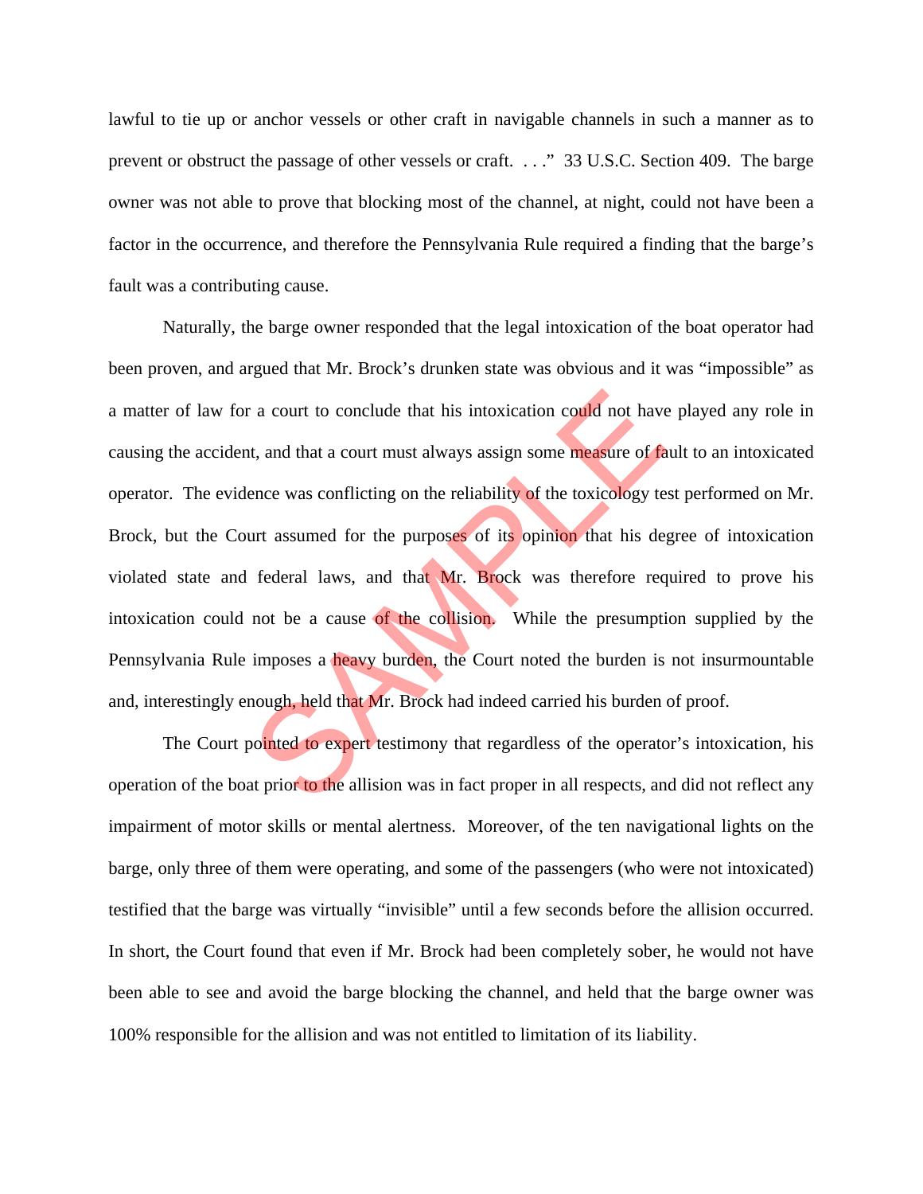lawful to tie up or anchor vessels or other craft in navigable channels in such a manner as to prevent or obstruct the passage of other vessels or craft. . . ." 33 U.S.C. Section 409. The barge owner was not able to prove that blocking most of the channel, at night, could not have been a factor in the occurrence, and therefore the Pennsylvania Rule required a finding that the barge's fault was a contributing cause.

Naturally, the barge owner responded that the legal intoxication of the boat operator had been proven, and argued that Mr. Brock's drunken state was obvious and it was "impossible" as a matter of law for a court to conclude that his intoxication could not have played any role in causing the accident, and that a court must always assign some measure of fault to an intoxicated operator. The evidence was conflicting on the reliability of the toxicology test performed on Mr. Brock, but the Court assumed for the purposes of its opinion that his degree of intoxication violated state and federal laws, and that Mr. Brock was therefore required to prove his intoxication could not be a cause of the collision. While the presumption supplied by the Pennsylvania Rule imposes a heavy burden, the Court noted the burden is not insurmountable and, interestingly enough, held that Mr. Brock had indeed carried his burden of proof.

The Court pointed to expert testimony that regardless of the operator's intoxication, his operation of the boat prior to the allision was in fact proper in all respects, and did not reflect any impairment of motor skills or mental alertness. Moreover, of the ten navigational lights on the barge, only three of them were operating, and some of the passengers (who were not intoxicated) testified that the barge was virtually "invisible" until a few seconds before the allision occurred. In short, the Court found that even if Mr. Brock had been completely sober, he would not have been able to see and avoid the barge blocking the channel, and held that the barge owner was 100% responsible for the allision and was not entitled to limitation of its liability.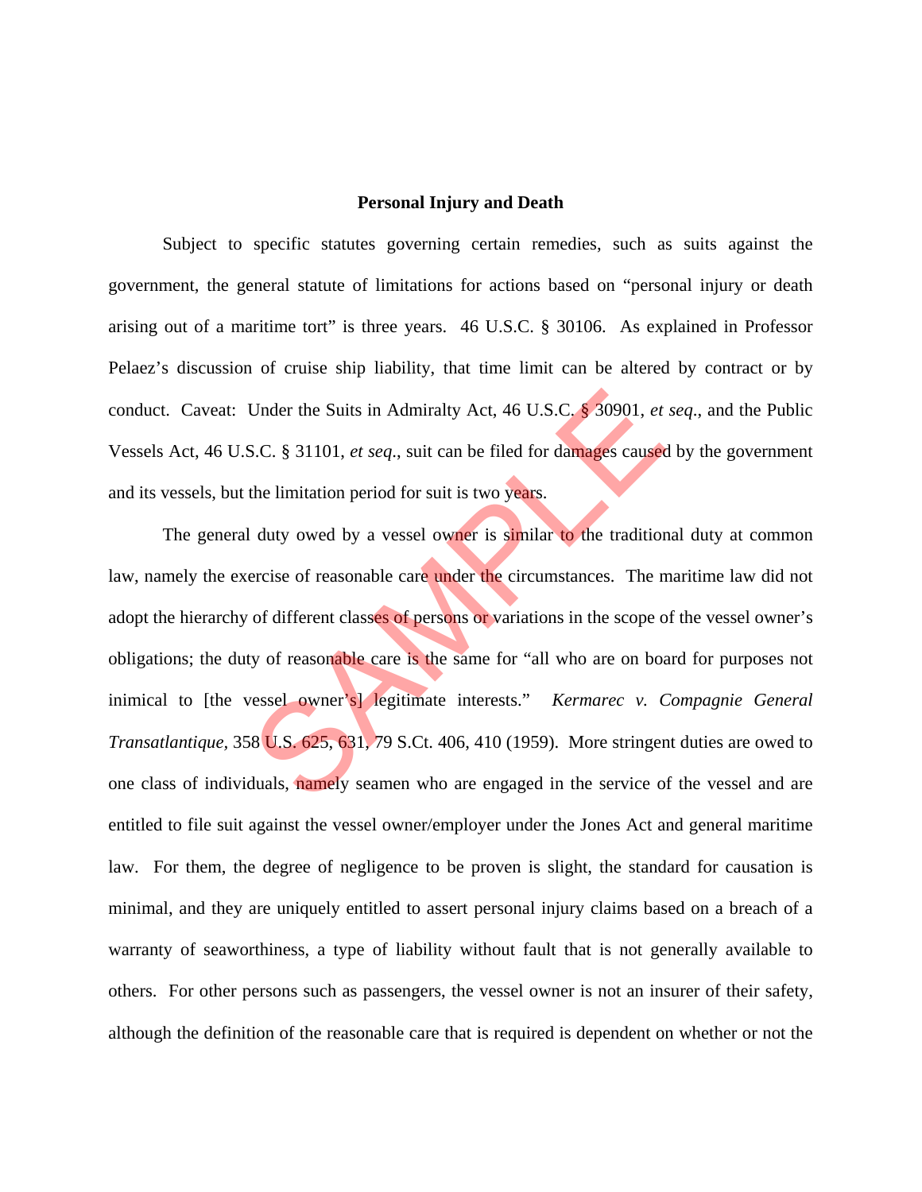**Personal Injury and Death**

Subject to specific statutes governing certain remedies, such as suits against the government, the general statute of limitations for actions based on "personal injury or death arising out of a maritime tort" is three years. 46 U.S.C. § 30106. As explained in Professor Pelaez's discussion of cruise ship liability, that time limit can be altered by contract or by conduct. Caveat: Under the Suits in Admiralty Act, 46 U.S.C. § 30901, *et seq*., and the Public Vessels Act, 46 U.S.C. § 31101, *et seq*., suit can be filed for damages caused by the government and its vessels, but the limitation period for suit is two years.

The general duty owed by a vessel owner is similar to the traditional duty at common law, namely the exercise of reasonable care under the circumstances. The maritime law did not adopt the hierarchy of different classes of persons or variations in the scope of the vessel owner's obligations; the duty of reasonable care is the same for "all who are on board for purposes not inimical to [the vessel owner's] legitimate interests." *Kermarec v. Compagnie General Transatlantique*, 358 U.S. 625, 631, 79 S.Ct. 406, 410 (1959). More stringent duties are owed to one class of individuals, namely seamen who are engaged in the service of the vessel and are entitled to file suit against the vessel owner/employer under the Jones Act and general maritime law. For them, the degree of negligence to be proven is slight, the standard for causation is minimal, and they are uniquely entitled to assert personal injury claims based on a breach of a warranty of seaworthiness, a type of liability without fault that is not generally available to others. For other persons such as passengers, the vessel owner is not an insurer of their safety, although the definition of the reasonable care that is required is dependent on whether or not the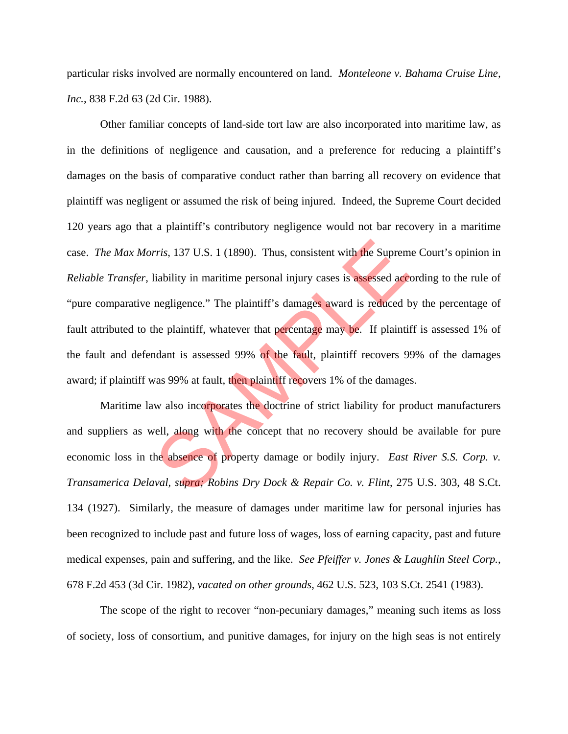particular risks involved are normally encountered on land. *Monteleone v. Bahama Cruise Line, Inc.*, 838 F.2d 63 (2d Cir. 1988).

Other familiar concepts of land-side tort law are also incorporated into maritime law, as in the definitions of negligence and causation, and a preference for reducing a plaintiff's damages on the basis of comparative conduct rather than barring all recovery on evidence that plaintiff was negligent or assumed the risk of being injured. Indeed, the Supreme Court decided 120 years ago that a plaintiff's contributory negligence would not bar recovery in a maritime case. *The Max Morris*, 137 U.S. 1 (1890). Thus, consistent with the Supreme Court's opinion in *Reliable Transfer*, liability in maritime personal injury cases is assessed according to the rule of "pure comparative negligence." The plaintiff's damages award is reduced by the percentage of fault attributed to the plaintiff, whatever that percentage may be. If plaintiff is assessed 1% of the fault and defendant is assessed 99% of the fault, plaintiff recovers 99% of the damages award; if plaintiff was 99% at fault, then plaintiff recovers 1% of the damages.

Maritime law also incorporates the doctrine of strict liability for product manufacturers and suppliers as well, along with the concept that no recovery should be available for pure economic loss in the absence of property damage or bodily injury. *East River S.S. Corp. v. Transamerica Delaval, supra; Robins Dry Dock & Repair Co. v. Flint*, 275 U.S. 303, 48 S.Ct. 134 (1927). Similarly, the measure of damages under maritime law for personal injuries has been recognized to include past and future loss of wages, loss of earning capacity, past and future medical expenses, pain and suffering, and the like. *See Pfeiffer v. Jones & Laughlin Steel Corp.*, 678 F.2d 453 (3d Cir. 1982), *vacated on other grounds*, 462 U.S. 523, 103 S.Ct. 2541 (1983).

The scope of the right to recover "non-pecuniary damages," meaning such items as loss of society, loss of consortium, and punitive damages, for injury on the high seas is not entirely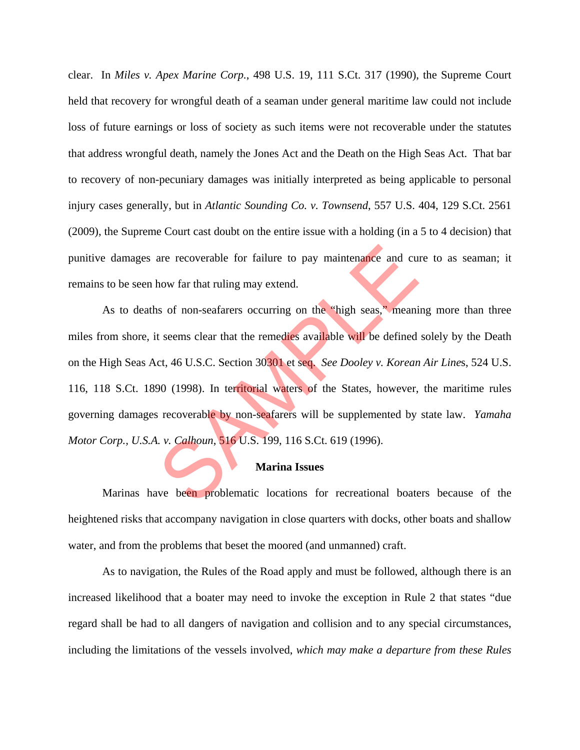clear. In *Miles v. Apex Marine Corp.*, 498 U.S. 19, 111 S.Ct. 317 (1990), the Supreme Court held that recovery for wrongful death of a seaman under general maritime law could not include loss of future earnings or loss of society as such items were not recoverable under the statutes that address wrongful death, namely the Jones Act and the Death on the High Seas Act. That bar to recovery of non-pecuniary damages was initially interpreted as being applicable to personal injury cases generally, but in *Atlantic Sounding Co. v. Townsend*, 557 U.S. 404, 129 S.Ct. 2561 (2009), the Supreme Court cast doubt on the entire issue with a holding (in a 5 to 4 decision) that punitive damages are recoverable for failure to pay maintenance and cure to as seaman; it remains to be seen how far that ruling may extend.

As to deaths of non-seafarers occurring on the "high seas," meaning more than three miles from shore, it seems clear that the remedies available will be defined solely by the Death on the High Seas Act, 46 U.S.C. Section 30301 et seq. *See Dooley v. Korean Air Lines*, 524 U.S. 116, 118 S.Ct. 1890 (1998). In territorial waters of the States, however, the maritime rules governing damages recoverable by non-seafarers will be supplemented by state law. *Yamaha Motor Corp., U.S.A. v. Calhoun*, 516 U.S. 199, 116 S.Ct. 619 (1996).

**Marina Issues**

Marinas have been problematic locations for recreational boaters because of the heightened risks that accompany navigation in close quarters with docks, other boats and shallow water, and from the problems that beset the moored (and unmanned) craft.

As to navigation, the Rules of the Road apply and must be followed, although there is an increased likelihood that a boater may need to invoke the exception in Rule 2 that states "due regard shall be had to all dangers of navigation and collision and to any special circumstances, including the limitations of the vessels involved, *which may make a departure from these Rules*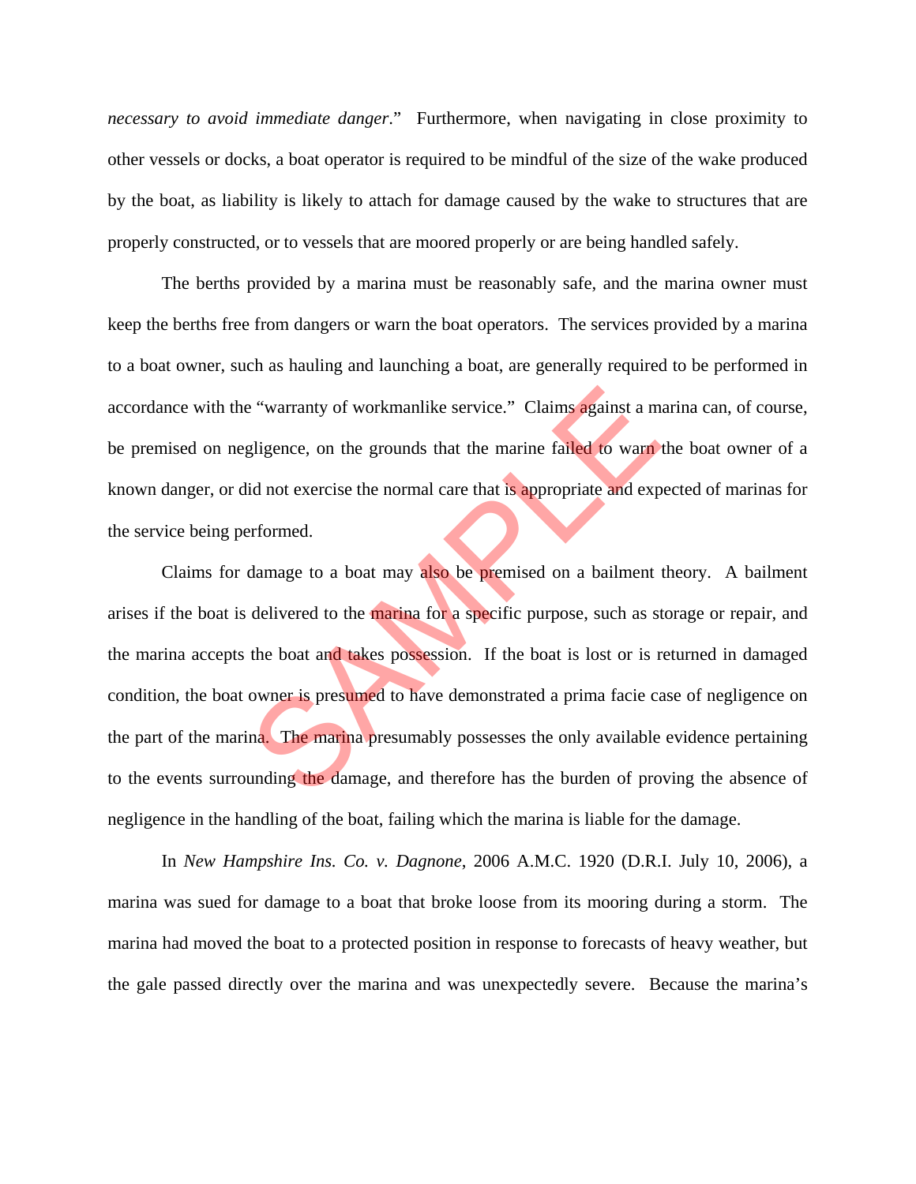*necessary to avoid immediate danger*." Furthermore, when navigating in close proximity to other vessels or docks, a boat operator is required to be mindful of the size of the wake produced by the boat, as liability is likely to attach for damage caused by the wake to structures that are properly constructed, or to vessels that are moored properly or are being handled safely.

The berths provided by a marina must be reasonably safe, and the marina owner must keep the berths free from dangers or warn the boat operators. The services provided by a marina to a boat owner, such as hauling and launching a boat, are generally required to be performed in accordance with the "warranty of workmanlike service." Claims against a marina can, of course, be premised on negligence, on the grounds that the marine failed to warn the boat owner of a known danger, or did not exercise the normal care that is appropriate and expected of marinas for the service being performed.

Claims for damage to a boat may also be premised on a bailment theory. A bailment arises if the boat is delivered to the marina for a specific purpose, such as storage or repair, and the marina accepts the boat and takes possession. If the boat is lost or is returned in damaged condition, the boat owner is presumed to have demonstrated a prima facie case of negligence on the part of the marina. The marina presumably possesses the only available evidence pertaining to the events surrounding the damage, and therefore has the burden of proving the absence of negligence in the handling of the boat, failing which the marina is liable for the damage.

In *New Hampshire Ins. Co. v. Dagnone*, 2006 A.M.C. 1920 (D.R.I. July 10, 2006), a marina was sued for damage to a boat that broke loose from its mooring during a storm. The marina had moved the boat to a protected position in response to forecasts of heavy weather, but the gale passed directly over the marina and was unexpectedly severe. Because the marina's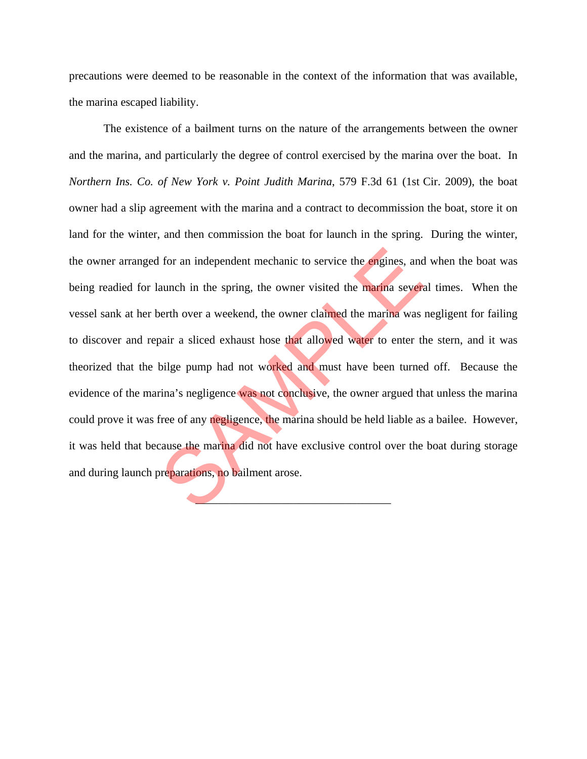precautions were deemed to be reasonable in the context of the information that was available, the marina escaped liability.

The existence of a bailment turns on the nature of the arrangements between the owner and the marina, and particularly the degree of control exercised by the marina over the boat. In *Northern Ins. Co. of New York v. Point Judith Marina*, 579 F.3d 61 (1st Cir. 2009), the boat owner had a slip agreement with the marina and a contract to decommission the boat, store it on land for the winter, and then commission the boat for launch in the spring. During the winter, the owner arranged for an independent mechanic to service the engines, and when the boat was being readied for launch in the spring, the owner visited the marina several times. When the vessel sank at her berth over a weekend, the owner claimed the marina was negligent for failing to discover and repair a sliced exhaust hose that allowed water to enter the stern, and it was theorized that the bilge pump had not worked and must have been turned off. Because the evidence of the marina's negligence was not conclusive, the owner argued that unless the marina could prove it was free of any negligence, the marina should be held liable as a bailee. However, it was held that because the marina did not have exclusive control over the boat during storage and during launch preparations, no bailment arose.

---